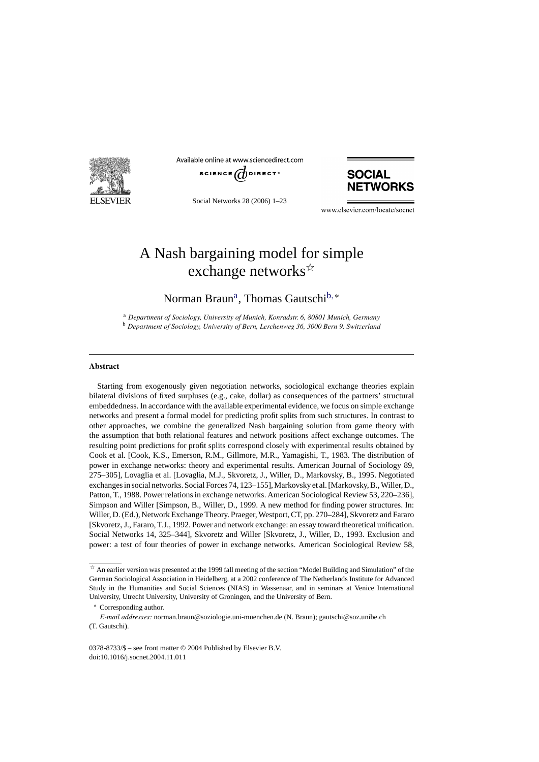# A Nash bargaining model for simple exchange networks☆

Norman Braun[a], Thomas Gautschi[b,*]

[a] *Department of Sociology, University of Munich, Konradstr. 6, 80801 Munich, Germany*
[b] *Department of Sociology, University of Bern, Lerchenweg 36, 3000 Bern 9, Switzerland*

---

### Abstract

Starting from exogenously given negotiation networks, sociological exchange theories explain bilateral divisions of fixed surpluses (e.g., cake, dollar) as consequences of the partners' structural embeddedness. In accordance with the available experimental evidence, we focus on simple exchange networks and present a formal model for predicting profit splits from such structures. In contrast to other approaches, we combine the generalized Nash bargaining solution from game theory with the assumption that both relational features and network positions affect exchange outcomes. The resulting point predictions for profit splits correspond closely with experimental results obtained by Cook et al. [Cook, K.S., Emerson, R.M., Gillmore, M.R., Yamagishi, T., 1983. The distribution of power in exchange networks: theory and experimental results. American Journal of Sociology 89, 275–305], Lovaglia et al. [Lovaglia, M.J., Skvoretz, J., Willer, D., Markovsky, B., 1995. Negotiated exchanges in social networks. Social Forces 74, 123–155], Markovsky et al. [Markovsky, B., Willer, D., Patton, T., 1988. Power relations in exchange networks. American Sociological Review 53, 220–236], Simpson and Willer [Simpson, B., Willer, D., 1999. A new method for finding power structures. In: Willer, D. (Ed.), Network Exchange Theory. Praeger, Westport, CT, pp. 270–284], Skvoretz and Fararo [Skvoretz, J., Fararo, T.J., 1992. Power and network exchange: an essay toward theoretical unification. Social Networks 14, 325–344], Skvoretz and Willer [Skvoretz, J., Willer, D., 1993. Exclusion and power: a test of four theories of power in exchange networks. American Sociological Review 58,

---

☆ An earlier version was presented at the 1999 fall meeting of the section "Model Building and Simulation" of the German Sociological Association in Heidelberg, at a 2002 conference of The Netherlands Institute for Advanced Study in the Humanities and Social Sciences (NIAS) in Wassenaar, and in seminars at Venice International University, Utrecht University, University of Groningen, and the University of Bern.

\* Corresponding author.

*E-mail addresses:* norman.braun@soziologie.uni-muenchen.de (N. Braun); gautschi@soz.unibe.ch (T. Gautschi).

0378-8733/$ – see front matter © 2004 Published by Elsevier B.V.
doi:10.1016/j.socnet.2004.11.011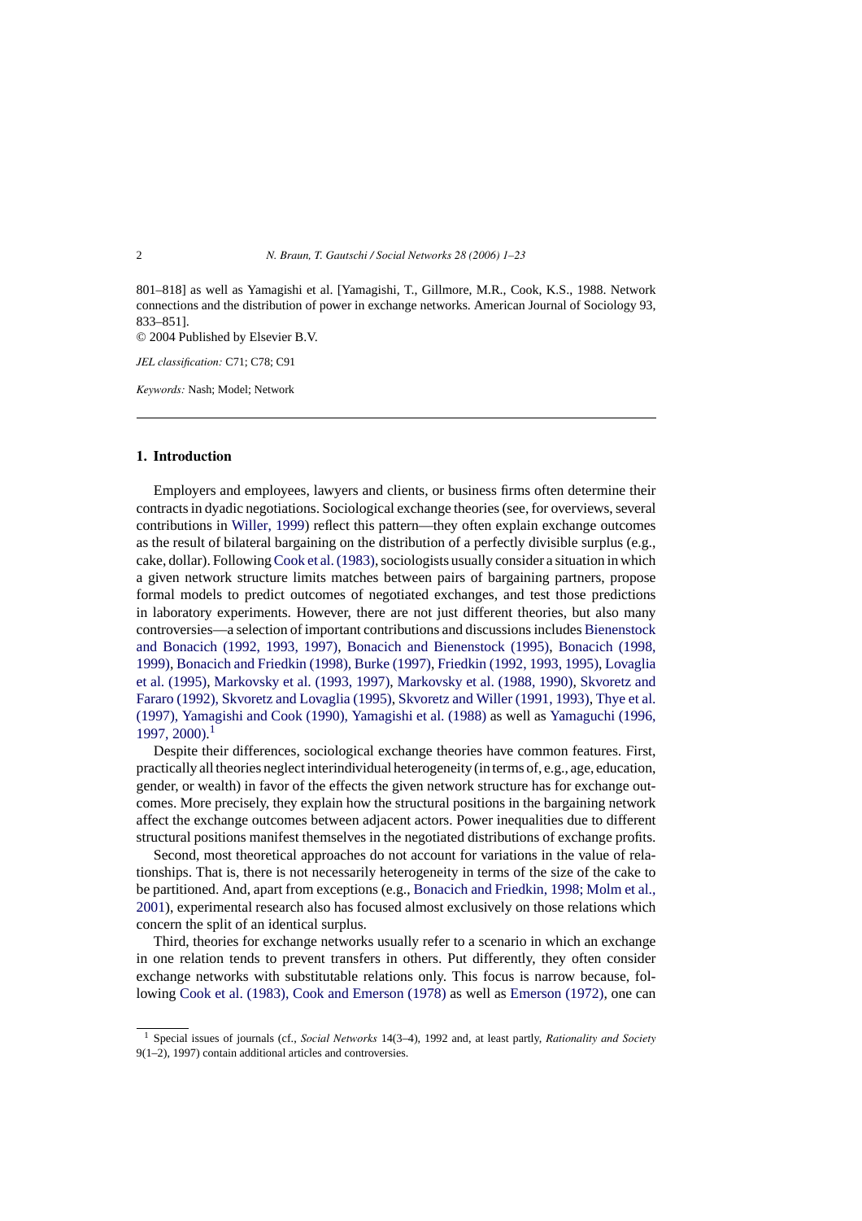801–818] as well as Yamagishi et al. [Yamagishi, T., Gillmore, M.R., Cook, K.S., 1988. Network connections and the distribution of power in exchange networks. American Journal of Sociology 93, 833–851].

© 2004 Published by Elsevier B.V.

*JEL classification:* C71; C78; C91

*Keywords:* Nash; Model; Network

## 1. Introduction

Employers and employees, lawyers and clients, or business firms often determine their contracts in dyadic negotiations. Sociological exchange theories (see, for overviews, several contributions in Willer, 1999) reflect this pattern—they often explain exchange outcomes as the result of bilateral bargaining on the distribution of a perfectly divisible surplus (e.g., cake, dollar). Following Cook et al. (1983), sociologists usually consider a situation in which a given network structure limits matches between pairs of bargaining partners, propose formal models to predict outcomes of negotiated exchanges, and test those predictions in laboratory experiments. However, there are not just different theories, but also many controversies—a selection of important contributions and discussions includes Bienenstock and Bonacich (1992, 1993, 1997), Bonacich and Bienenstock (1995), Bonacich (1998, 1999), Bonacich and Friedkin (1998), Burke (1997), Friedkin (1992, 1993, 1995), Lovaglia et al. (1995), Markovsky et al. (1993, 1997), Markovsky et al. (1988, 1990), Skvoretz and Fararo (1992), Skvoretz and Lovaglia (1995), Skvoretz and Willer (1991, 1993), Thye et al. (1997), Yamagishi and Cook (1990), Yamagishi et al. (1988) as well as Yamaguchi (1996, 1997, 2000).[1]

Despite their differences, sociological exchange theories have common features. First, practically all theories neglect interindividual heterogeneity (in terms of, e.g., age, education, gender, or wealth) in favor of the effects the given network structure has for exchange outcomes. More precisely, they explain how the structural positions in the bargaining network affect the exchange outcomes between adjacent actors. Power inequalities due to different structural positions manifest themselves in the negotiated distributions of exchange profits.

Second, most theoretical approaches do not account for variations in the value of relationships. That is, there is not necessarily heterogeneity in terms of the size of the cake to be partitioned. And, apart from exceptions (e.g., Bonacich and Friedkin, 1998; Molm et al., 2001), experimental research also has focused almost exclusively on those relations which concern the split of an identical surplus.

Third, theories for exchange networks usually refer to a scenario in which an exchange in one relation tends to prevent transfers in others. Put differently, they often consider exchange networks with substitutable relations only. This focus is narrow because, following Cook et al. (1983), Cook and Emerson (1978) as well as Emerson (1972), one can

[1] Special issues of journals (cf., *Social Networks* 14(3–4), 1992 and, at least partly, *Rationality and Society* 9(1–2), 1997) contain additional articles and controversies.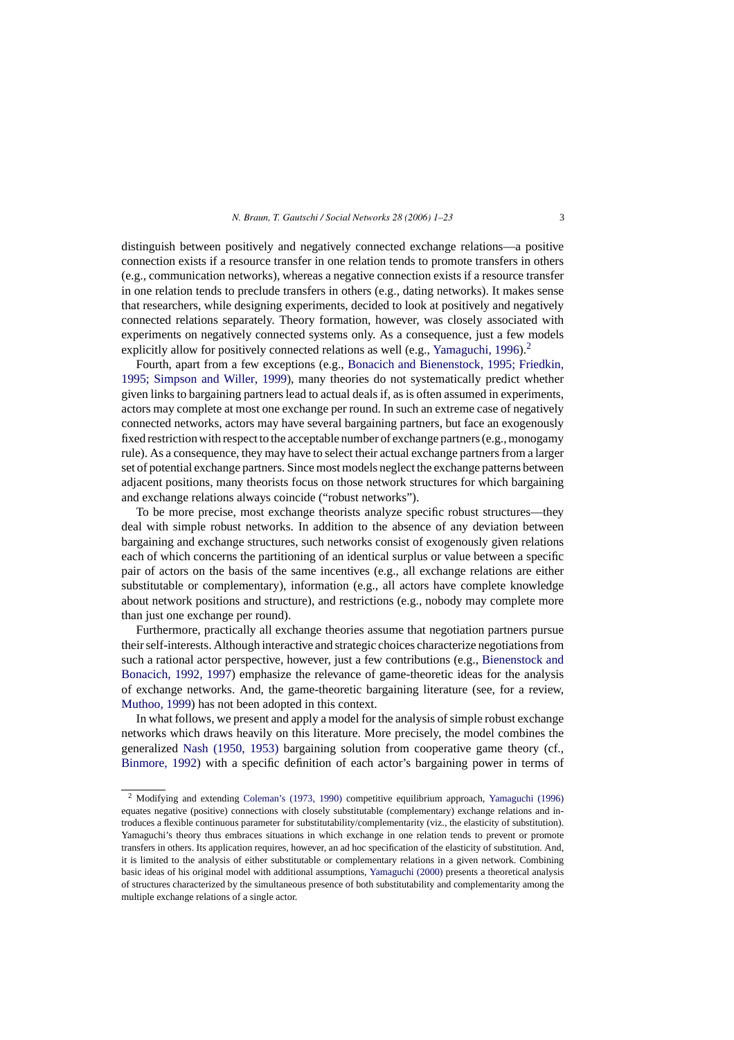distinguish between positively and negatively connected exchange relations—a positive connection exists if a resource transfer in one relation tends to promote transfers in others (e.g., communication networks), whereas a negative connection exists if a resource transfer in one relation tends to preclude transfers in others (e.g., dating networks). It makes sense that researchers, while designing experiments, decided to look at positively and negatively connected relations separately. Theory formation, however, was closely associated with experiments on negatively connected systems only. As a consequence, just a few models explicitly allow for positively connected relations as well (e.g., Yamaguchi, 1996).[2]

Fourth, apart from a few exceptions (e.g., Bonacich and Bienenstock, 1995; Friedkin, 1995; Simpson and Willer, 1999), many theories do not systematically predict whether given links to bargaining partners lead to actual deals if, as is often assumed in experiments, actors may complete at most one exchange per round. In such an extreme case of negatively connected networks, actors may have several bargaining partners, but face an exogenously fixed restriction with respect to the acceptable number of exchange partners (e.g., monogamy rule). As a consequence, they may have to select their actual exchange partners from a larger set of potential exchange partners. Since most models neglect the exchange patterns between adjacent positions, many theorists focus on those network structures for which bargaining and exchange relations always coincide ("robust networks").

To be more precise, most exchange theorists analyze specific robust structures—they deal with simple robust networks. In addition to the absence of any deviation between bargaining and exchange structures, such networks consist of exogenously given relations each of which concerns the partitioning of an identical surplus or value between a specific pair of actors on the basis of the same incentives (e.g., all exchange relations are either substitutable or complementary), information (e.g., all actors have complete knowledge about network positions and structure), and restrictions (e.g., nobody may complete more than just one exchange per round).

Furthermore, practically all exchange theories assume that negotiation partners pursue their self-interests. Although interactive and strategic choices characterize negotiations from such a rational actor perspective, however, just a few contributions (e.g., Bienenstock and Bonacich, 1992, 1997) emphasize the relevance of game-theoretic ideas for the analysis of exchange networks. And, the game-theoretic bargaining literature (see, for a review, Muthoo, 1999) has not been adopted in this context.

In what follows, we present and apply a model for the analysis of simple robust exchange networks which draws heavily on this literature. More precisely, the model combines the generalized Nash (1950, 1953) bargaining solution from cooperative game theory (cf., Binmore, 1992) with a specific definition of each actor's bargaining power in terms of

[2] Modifying and extending Coleman's (1973, 1990) competitive equilibrium approach, Yamaguchi (1996) equates negative (positive) connections with closely substitutable (complementary) exchange relations and introduces a flexible continuous parameter for substitutability/complementarity (viz., the elasticity of substitution). Yamaguchi's theory thus embraces situations in which exchange in one relation tends to prevent or promote transfers in others. Its application requires, however, an ad hoc specification of the elasticity of substitution. And, it is limited to the analysis of either substitutable or complementary relations in a given network. Combining basic ideas of his original model with additional assumptions, Yamaguchi (2000) presents a theoretical analysis of structures characterized by the simultaneous presence of both substitutability and complementarity among the multiple exchange relations of a single actor.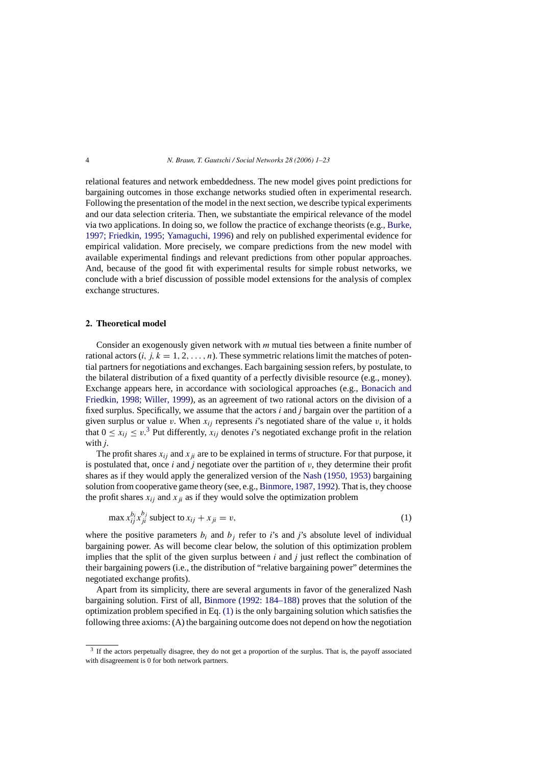relational features and network embeddedness. The new model gives point predictions for bargaining outcomes in those exchange networks studied often in experimental research. Following the presentation of the model in the next section, we describe typical experiments and our data selection criteria. Then, we substantiate the empirical relevance of the model via two applications. In doing so, we follow the practice of exchange theorists (e.g., Burke, 1997; Friedkin, 1995; Yamaguchi, 1996) and rely on published experimental evidence for empirical validation. More precisely, we compare predictions from the new model with available experimental findings and relevant predictions from other popular approaches. And, because of the good fit with experimental results for simple robust networks, we conclude with a brief discussion of possible model extensions for the analysis of complex exchange structures.

## 2. Theoretical model

Consider an exogenously given network with $m$ mutual ties between a finite number of rational actors ($i, j, k = 1, 2, \ldots, n$). These symmetric relations limit the matches of potential partners for negotiations and exchanges. Each bargaining session refers, by postulate, to the bilateral distribution of a fixed quantity of a perfectly divisible resource (e.g., money). Exchange appears here, in accordance with sociological approaches (e.g., Bonacich and Friedkin, 1998; Willer, 1999), as an agreement of two rational actors on the division of a fixed surplus. Specifically, we assume that the actors $i$ and $j$ bargain over the partition of a given surplus or value $v$. When $x_{ij}$ represents $i$'s negotiated share of the value $v$, it holds that $0 \leq x_{ij} \leq v$.[3] Put differently, $x_{ij}$ denotes $i$'s negotiated exchange profit in the relation with $j$.

The profit shares $x_{ij}$ and $x_{ji}$ are to be explained in terms of structure. For that purpose, it is postulated that, once $i$ and $j$ negotiate over the partition of $v$, they determine their profit shares as if they would apply the generalized version of the Nash (1950, 1953) bargaining solution from cooperative game theory (see, e.g., Binmore, 1987, 1992). That is, they choose the profit shares $x_{ij}$ and $x_{ji}$ as if they would solve the optimization problem

$$\max x_{ij}^{b_i} x_{ji}^{b_j} \text{ subject to } x_{ij} + x_{ji} = v, \tag{1}$$

where the positive parameters $b_i$ and $b_j$ refer to $i$'s and $j$'s absolute level of individual bargaining power. As will become clear below, the solution of this optimization problem implies that the split of the given surplus between $i$ and $j$ just reflect the combination of their bargaining powers (i.e., the distribution of "relative bargaining power" determines the negotiated exchange profits).

Apart from its simplicity, there are several arguments in favor of the generalized Nash bargaining solution. First of all, Binmore (1992: 184–188) proves that the solution of the optimization problem specified in Eq. (1) is the only bargaining solution which satisfies the following three axioms: (A) the bargaining outcome does not depend on how the negotiation

[3] If the actors perpetually disagree, they do not get a proportion of the surplus. That is, the payoff associated with disagreement is 0 for both network partners.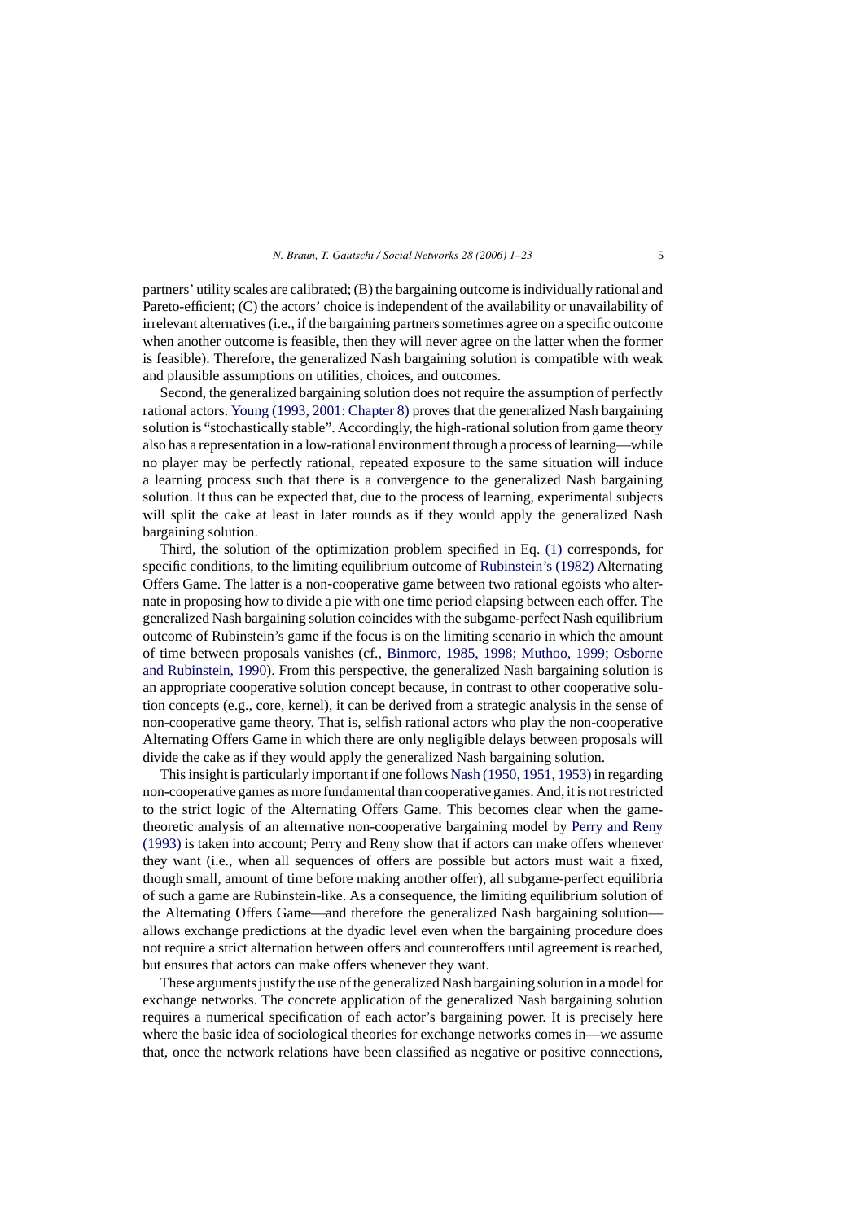partners' utility scales are calibrated; (B) the bargaining outcome is individually rational and Pareto-efficient; (C) the actors' choice is independent of the availability or unavailability of irrelevant alternatives (i.e., if the bargaining partners sometimes agree on a specific outcome when another outcome is feasible, then they will never agree on the latter when the former is feasible). Therefore, the generalized Nash bargaining solution is compatible with weak and plausible assumptions on utilities, choices, and outcomes.

Second, the generalized bargaining solution does not require the assumption of perfectly rational actors. Young (1993, 2001: Chapter 8) proves that the generalized Nash bargaining solution is "stochastically stable". Accordingly, the high-rational solution from game theory also has a representation in a low-rational environment through a process of learning—while no player may be perfectly rational, repeated exposure to the same situation will induce a learning process such that there is a convergence to the generalized Nash bargaining solution. It thus can be expected that, due to the process of learning, experimental subjects will split the cake at least in later rounds as if they would apply the generalized Nash bargaining solution.

Third, the solution of the optimization problem specified in Eq. (1) corresponds, for specific conditions, to the limiting equilibrium outcome of Rubinstein's (1982) Alternating Offers Game. The latter is a non-cooperative game between two rational egoists who alternate in proposing how to divide a pie with one time period elapsing between each offer. The generalized Nash bargaining solution coincides with the subgame-perfect Nash equilibrium outcome of Rubinstein's game if the focus is on the limiting scenario in which the amount of time between proposals vanishes (cf., Binmore, 1985, 1998; Muthoo, 1999; Osborne and Rubinstein, 1990). From this perspective, the generalized Nash bargaining solution is an appropriate cooperative solution concept because, in contrast to other cooperative solution concepts (e.g., core, kernel), it can be derived from a strategic analysis in the sense of non-cooperative game theory. That is, selfish rational actors who play the non-cooperative Alternating Offers Game in which there are only negligible delays between proposals will divide the cake as if they would apply the generalized Nash bargaining solution.

This insight is particularly important if one follows Nash (1950, 1951, 1953) in regarding non-cooperative games as more fundamental than cooperative games. And, it is not restricted to the strict logic of the Alternating Offers Game. This becomes clear when the game-theoretic analysis of an alternative non-cooperative bargaining model by Perry and Reny (1993) is taken into account; Perry and Reny show that if actors can make offers whenever they want (i.e., when all sequences of offers are possible but actors must wait a fixed, though small, amount of time before making another offer), all subgame-perfect equilibria of such a game are Rubinstein-like. As a consequence, the limiting equilibrium solution of the Alternating Offers Game—and therefore the generalized Nash bargaining solution—allows exchange predictions at the dyadic level even when the bargaining procedure does not require a strict alternation between offers and counteroffers until agreement is reached, but ensures that actors can make offers whenever they want.

These arguments justify the use of the generalized Nash bargaining solution in a model for exchange networks. The concrete application of the generalized Nash bargaining solution requires a numerical specification of each actor's bargaining power. It is precisely here where the basic idea of sociological theories for exchange networks comes in—we assume that, once the network relations have been classified as negative or positive connections,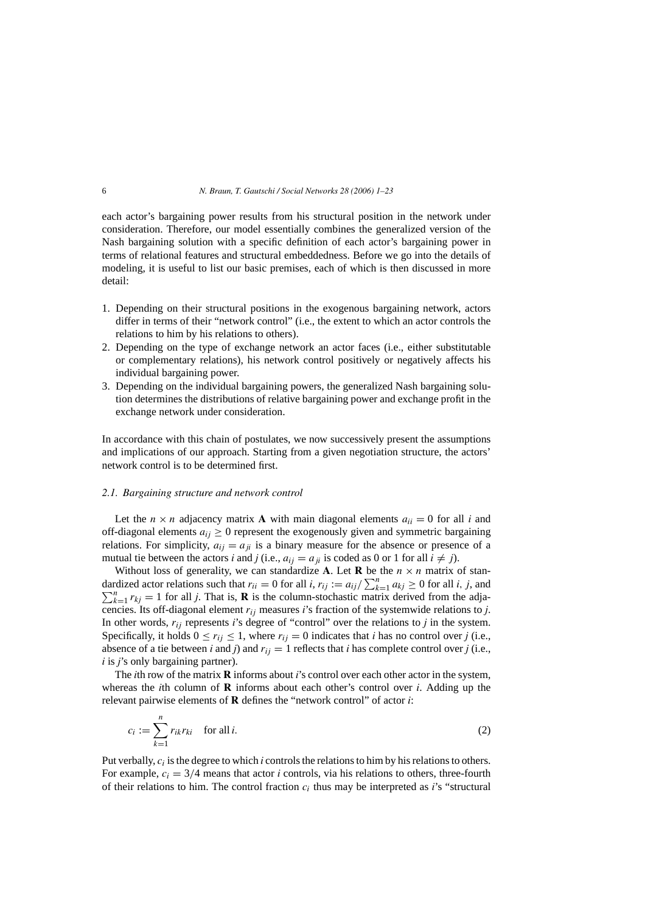each actor's bargaining power results from his structural position in the network under consideration. Therefore, our model essentially combines the generalized version of the Nash bargaining solution with a specific definition of each actor's bargaining power in terms of relational features and structural embeddedness. Before we go into the details of modeling, it is useful to list our basic premises, each of which is then discussed in more detail:

1. Depending on their structural positions in the exogenous bargaining network, actors differ in terms of their "network control" (i.e., the extent to which an actor controls the relations to him by his relations to others).
2. Depending on the type of exchange network an actor faces (i.e., either substitutable or complementary relations), his network control positively or negatively affects his individual bargaining power.
3. Depending on the individual bargaining powers, the generalized Nash bargaining solution determines the distributions of relative bargaining power and exchange profit in the exchange network under consideration.

In accordance with this chain of postulates, we now successively present the assumptions and implications of our approach. Starting from a given negotiation structure, the actors' network control is to be determined first.

### *2.1. Bargaining structure and network control*

Let the $n \times n$ adjacency matrix $\mathbf{A}$ with main diagonal elements $a_{ii} = 0$ for all $i$ and off-diagonal elements $a_{ij} \geq 0$ represent the exogenously given and symmetric bargaining relations. For simplicity, $a_{ij} = a_{ji}$ is a binary measure for the absence or presence of a mutual tie between the actors $i$ and $j$ (i.e., $a_{ij} = a_{ji}$ is coded as 0 or 1 for all $i \neq j$).

Without loss of generality, we can standardize $\mathbf{A}$. Let $\mathbf{R}$ be the $n \times n$ matrix of standardized actor relations such that $r_{ii} = 0$ for all $i$, $r_{ij} := a_{ij} / \sum_{k=1}^{n} a_{kj} \geq 0$ for all $i$, $j$, and $\sum_{k=1}^{n} r_{kj} = 1$ for all $j$. That is, $\mathbf{R}$ is the column-stochastic matrix derived from the adjacencies. Its off-diagonal element $r_{ij}$ measures $i$'s fraction of the systemwide relations to $j$. In other words, $r_{ij}$ represents $i$'s degree of "control" over the relations to $j$ in the system. Specifically, it holds $0 \leq r_{ij} \leq 1$, where $r_{ij} = 0$ indicates that $i$ has no control over $j$ (i.e., absence of a tie between $i$ and $j$) and $r_{ij} = 1$ reflects that $i$ has complete control over $j$ (i.e., $i$ is $j$'s only bargaining partner).

The $i$th row of the matrix $\mathbf{R}$ informs about $i$'s control over each other actor in the system, whereas the $i$th column of $\mathbf{R}$ informs about each other's control over $i$. Adding up the relevant pairwise elements of $\mathbf{R}$ defines the "network control" of actor $i$:

$$c_i := \sum_{k=1}^{n} r_{ik} r_{ki} \quad \text{for all } i. \tag{2}$$

Put verbally, $c_i$ is the degree to which $i$ controls the relations to him by his relations to others. For example, $c_i = 3/4$ means that actor $i$ controls, via his relations to others, three-fourth of their relations to him. The control fraction $c_i$ thus may be interpreted as $i$'s "structural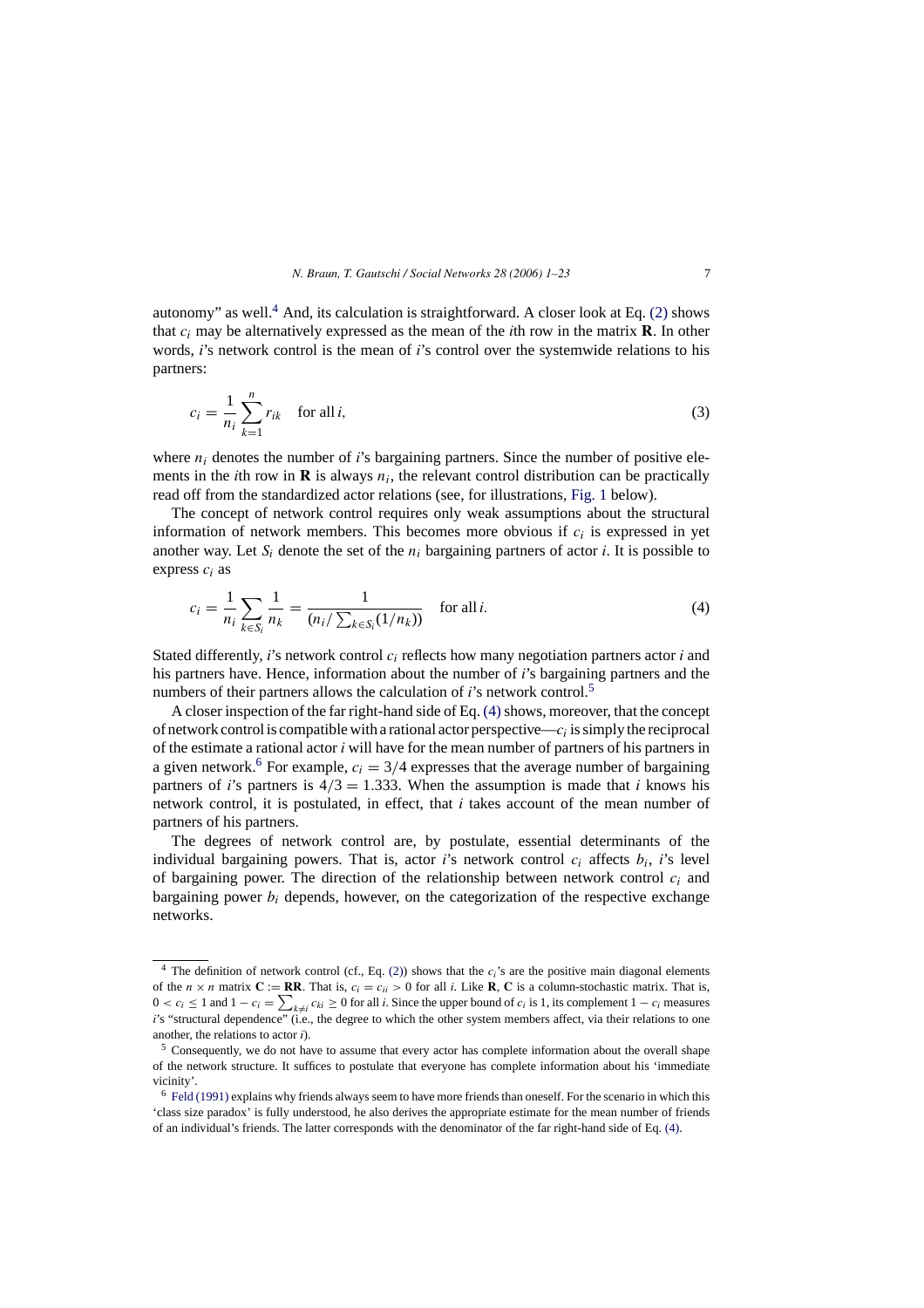autonomy" as well.[4] And, its calculation is straightforward. A closer look at Eq. (2) shows that $c_i$ may be alternatively expressed as the mean of the $i$th row in the matrix $\mathbf{R}$. In other words, $i$'s network control is the mean of $i$'s control over the systemwide relations to his partners:

$$c_i = \frac{1}{n_i} \sum_{k=1}^{n} r_{ik} \quad \text{for all } i, \tag{3}$$

where $n_i$ denotes the number of $i$'s bargaining partners. Since the number of positive elements in the $i$th row in $\mathbf{R}$ is always $n_i$, the relevant control distribution can be practically read off from the standardized actor relations (see, for illustrations, Fig. 1 below).

The concept of network control requires only weak assumptions about the structural information of network members. This becomes more obvious if $c_i$ is expressed in yet another way. Let $S_i$ denote the set of the $n_i$ bargaining partners of actor $i$. It is possible to express $c_i$ as

$$c_i = \frac{1}{n_i} \sum_{k \in S_i} \frac{1}{n_k} = \frac{1}{(n_i / \sum_{k \in S_i} (1/n_k))} \quad \text{for all } i. \tag{4}$$

Stated differently, $i$'s network control $c_i$ reflects how many negotiation partners actor $i$ and his partners have. Hence, information about the number of $i$'s bargaining partners and the numbers of their partners allows the calculation of $i$'s network control.[5]

A closer inspection of the far right-hand side of Eq. (4) shows, moreover, that the concept of network control is compatible with a rational actor perspective—$c_i$ is simply the reciprocal of the estimate a rational actor $i$ will have for the mean number of partners of his partners in a given network.[6] For example, $c_i = 3/4$ expresses that the average number of bargaining partners of $i$'s partners is $4/3 = 1.333$. When the assumption is made that $i$ knows his network control, it is postulated, in effect, that $i$ takes account of the mean number of partners of his partners.

The degrees of network control are, by postulate, essential determinants of the individual bargaining powers. That is, actor $i$'s network control $c_i$ affects $b_i$, $i$'s level of bargaining power. The direction of the relationship between network control $c_i$ and bargaining power $b_i$ depends, however, on the categorization of the respective exchange networks.

---

[4] The definition of network control (cf., Eq. (2)) shows that the $c_i$'s are the positive main diagonal elements of the $n \times n$ matrix $\mathbf{C} := \mathbf{RR}$. That is, $c_i = c_{ii} > 0$ for all $i$. Like $\mathbf{R}$, $\mathbf{C}$ is a column-stochastic matrix. That is, $0 < c_i \leq 1$ and $1 - c_i = \sum_{k \neq i} c_{ki} \geq 0$ for all $i$. Since the upper bound of $c_i$ is 1, its complement $1 - c_i$ measures $i$'s "structural dependence" (i.e., the degree to which the other system members affect, via their relations to one another, the relations to actor $i$).

[5] Consequently, we do not have to assume that every actor has complete information about the overall shape of the network structure. It suffices to postulate that everyone has complete information about his 'immediate vicinity'.

[6] Feld (1991) explains why friends always seem to have more friends than oneself. For the scenario in which this 'class size paradox' is fully understood, he also derives the appropriate estimate for the mean number of friends of an individual's friends. The latter corresponds with the denominator of the far right-hand side of Eq. (4).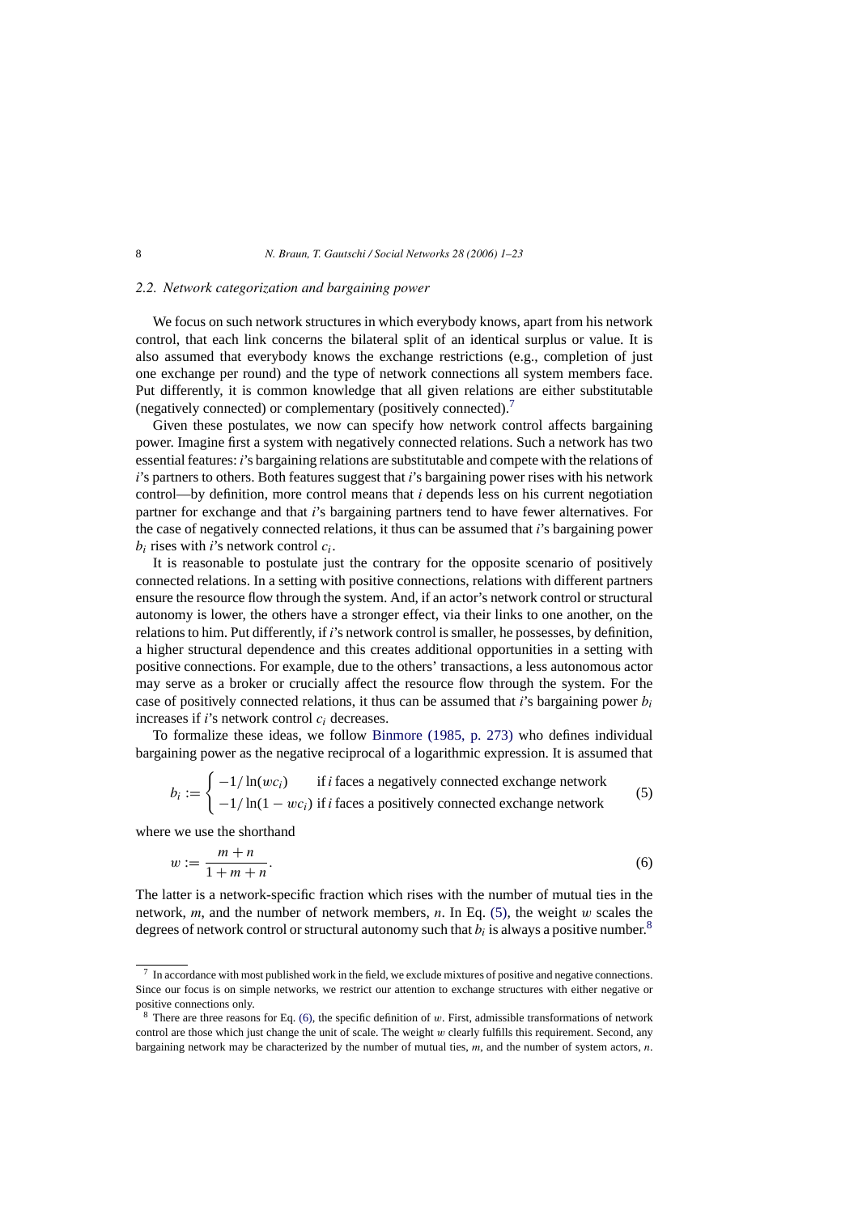### 2.2. Network categorization and bargaining power

We focus on such network structures in which everybody knows, apart from his network control, that each link concerns the bilateral split of an identical surplus or value. It is also assumed that everybody knows the exchange restrictions (e.g., completion of just one exchange per round) and the type of network connections all system members face. Put differently, it is common knowledge that all given relations are either substitutable (negatively connected) or complementary (positively connected).[7]

Given these postulates, we now can specify how network control affects bargaining power. Imagine first a system with negatively connected relations. Such a network has two essential features: *i*'s bargaining relations are substitutable and compete with the relations of *i*'s partners to others. Both features suggest that *i*'s bargaining power rises with his network control—by definition, more control means that *i* depends less on his current negotiation partner for exchange and that *i*'s bargaining partners tend to have fewer alternatives. For the case of negatively connected relations, it thus can be assumed that *i*'s bargaining power $b_i$ rises with *i*'s network control $c_i$.

It is reasonable to postulate just the contrary for the opposite scenario of positively connected relations. In a setting with positive connections, relations with different partners ensure the resource flow through the system. And, if an actor's network control or structural autonomy is lower, the others have a stronger effect, via their links to one another, on the relations to him. Put differently, if *i*'s network control is smaller, he possesses, by definition, a higher structural dependence and this creates additional opportunities in a setting with positive connections. For example, due to the others' transactions, a less autonomous actor may serve as a broker or crucially affect the resource flow through the system. For the case of positively connected relations, it thus can be assumed that *i*'s bargaining power $b_i$ increases if *i*'s network control $c_i$ decreases.

To formalize these ideas, we follow Binmore (1985, p. 273) who defines individual bargaining power as the negative reciprocal of a logarithmic expression. It is assumed that

$$b_i := \begin{cases} -1/\ln(wc_i) & \text{if } i \text{ faces a negatively connected exchange network} \\ -1/\ln(1-wc_i) & \text{if } i \text{ faces a positively connected exchange network} \end{cases} \tag{5}$$

where we use the shorthand

$$w := \frac{m+n}{1+m+n}. \tag{6}$$

The latter is a network-specific fraction which rises with the number of mutual ties in the network, *m*, and the number of network members, *n*. In Eq. (5), the weight $w$ scales the degrees of network control or structural autonomy such that $b_i$ is always a positive number.[8]

---

[7] In accordance with most published work in the field, we exclude mixtures of positive and negative connections. Since our focus is on simple networks, we restrict our attention to exchange structures with either negative or positive connections only.

[8] There are three reasons for Eq. (6), the specific definition of $w$. First, admissible transformations of network control are those which just change the unit of scale. The weight $w$ clearly fulfills this requirement. Second, any bargaining network may be characterized by the number of mutual ties, *m*, and the number of system actors, *n*.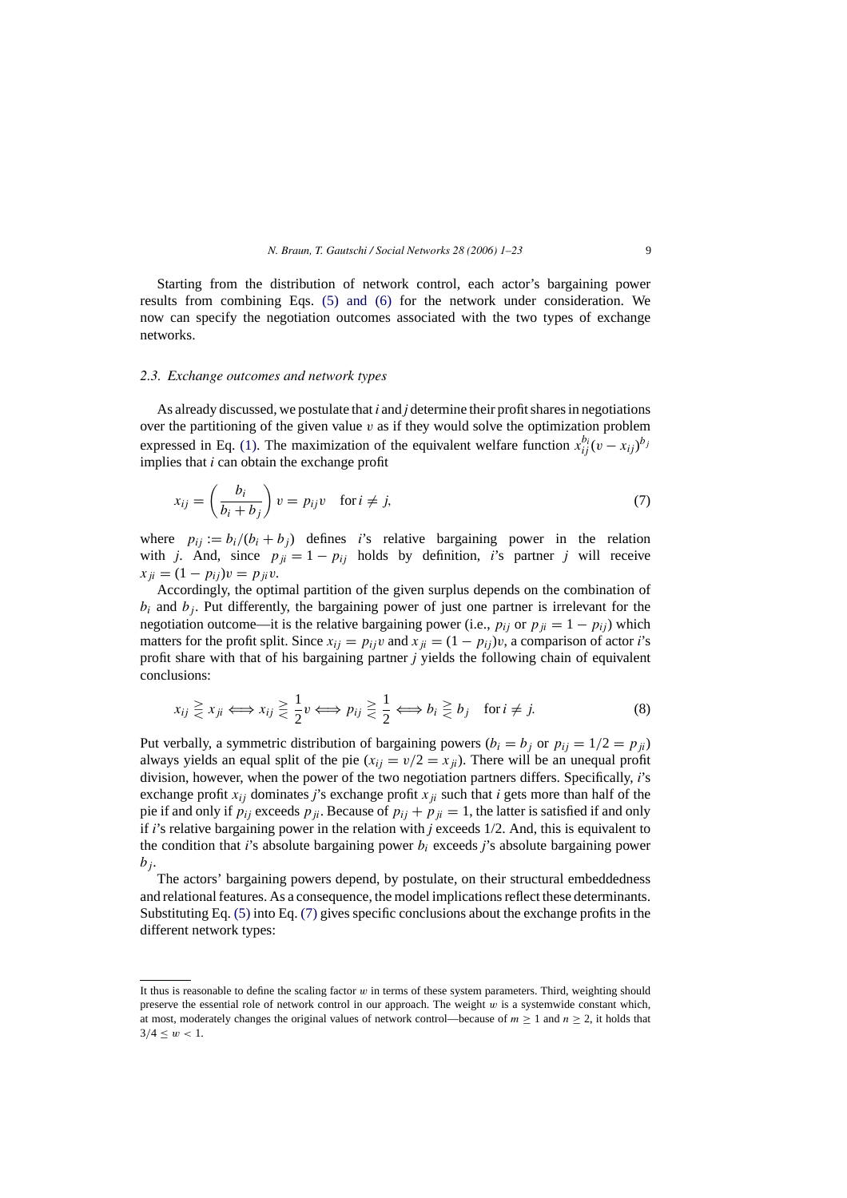Starting from the distribution of network control, each actor's bargaining power results from combining Eqs. (5) and (6) for the network under consideration. We now can specify the negotiation outcomes associated with the two types of exchange networks.

### 2.3. Exchange outcomes and network types

As already discussed, we postulate that $i$ and $j$ determine their profit shares in negotiations over the partitioning of the given value $v$ as if they would solve the optimization problem expressed in Eq. (1). The maximization of the equivalent welfare function $x_{ij}^{b_i}(v - x_{ij})^{b_j}$ implies that $i$ can obtain the exchange profit

$$x_{ij} = \left(\frac{b_i}{b_i + b_j}\right) v = p_{ij} v \quad \text{for } i \neq j, \tag{7}$$

where $p_{ij} := b_i/(b_i + b_j)$ defines $i$'s relative bargaining power in the relation with $j$. And, since $p_{ji} = 1 - p_{ij}$ holds by definition, $i$'s partner $j$ will receive $x_{ji} = (1 - p_{ij})v = p_{ji}v$.

Accordingly, the optimal partition of the given surplus depends on the combination of $b_i$ and $b_j$. Put differently, the bargaining power of just one partner is irrelevant for the negotiation outcome—it is the relative bargaining power (i.e., $p_{ij}$ or $p_{ji} = 1 - p_{ij}$) which matters for the profit split. Since $x_{ij} = p_{ij}v$ and $x_{ji} = (1 - p_{ij})v$, a comparison of actor $i$'s profit share with that of his bargaining partner $j$ yields the following chain of equivalent conclusions:

$$x_{ij} \gtreqless x_{ji} \Longleftrightarrow x_{ij} \gtreqless \frac{1}{2}v \Longleftrightarrow p_{ij} \gtreqless \frac{1}{2} \Longleftrightarrow b_i \gtreqless b_j \quad \text{for } i \neq j. \tag{8}$$

Put verbally, a symmetric distribution of bargaining powers ($b_i = b_j$ or $p_{ij} = 1/2 = p_{ji}$) always yields an equal split of the pie ($x_{ij} = v/2 = x_{ji}$). There will be an unequal profit division, however, when the power of the two negotiation partners differs. Specifically, $i$'s exchange profit $x_{ij}$ dominates $j$'s exchange profit $x_{ji}$ such that $i$ gets more than half of the pie if and only if $p_{ij}$ exceeds $p_{ji}$. Because of $p_{ij} + p_{ji} = 1$, the latter is satisfied if and only if $i$'s relative bargaining power in the relation with $j$ exceeds 1/2. And, this is equivalent to the condition that $i$'s absolute bargaining power $b_i$ exceeds $j$'s absolute bargaining power $b_j$.

The actors' bargaining powers depend, by postulate, on their structural embeddedness and relational features. As a consequence, the model implications reflect these determinants. Substituting Eq. (5) into Eq. (7) gives specific conclusions about the exchange profits in the different network types:

---

It thus is reasonable to define the scaling factor $w$ in terms of these system parameters. Third, weighting should preserve the essential role of network control in our approach. The weight $w$ is a systemwide constant which, at most, moderately changes the original values of network control—because of $m \geq 1$ and $n \geq 2$, it holds that $3/4 \leq w < 1$.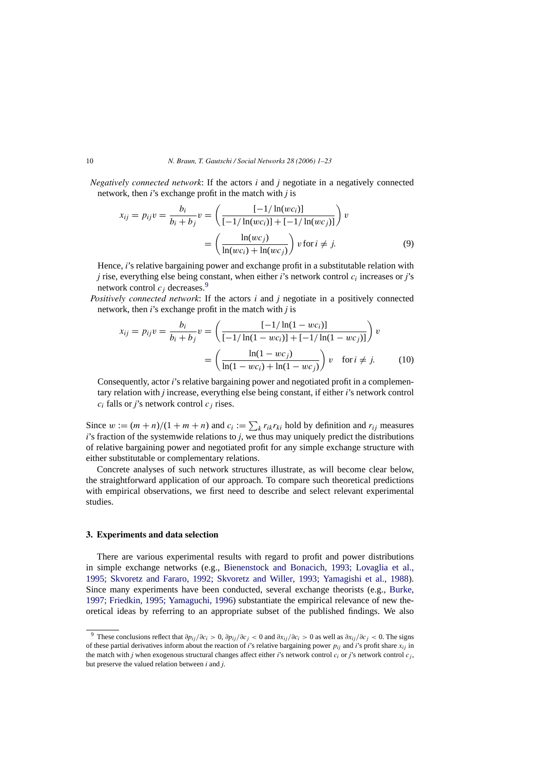*Negatively connected network*: If the actors $i$ and $j$ negotiate in a negatively connected network, then $i$'s exchange profit in the match with $j$ is

$$x_{ij} = p_{ij}v = \frac{b_i}{b_i + b_j}v = \left(\frac{[-1/\ln(wc_i)]}{[-1/\ln(wc_i)] + [-1/\ln(wc_j)]}\right)v = \left(\frac{\ln(wc_j)}{\ln(wc_i) + \ln(wc_j)}\right)v \text{ for } i \neq j. \quad (9)$$

Hence, $i$'s relative bargaining power and exchange profit in a substitutable relation with $j$ rise, everything else being constant, when either $i$'s network control $c_i$ increases or $j$'s network control $c_j$ decreases.[9]

*Positively connected network*: If the actors $i$ and $j$ negotiate in a positively connected network, then $i$'s exchange profit in the match with $j$ is

$$x_{ij} = p_{ij}v = \frac{b_i}{b_i + b_j}v = \left(\frac{[-1/\ln(1 - wc_i)]}{[-1/\ln(1 - wc_i)] + [-1/\ln(1 - wc_j)]}\right)v = \left(\frac{\ln(1 - wc_j)}{\ln(1 - wc_i) + \ln(1 - wc_j)}\right)v \quad \text{for } i \neq j. \quad (10)$$

Consequently, actor $i$'s relative bargaining power and negotiated profit in a complementary relation with $j$ increase, everything else being constant, if either $i$'s network control $c_i$ falls or $j$'s network control $c_j$ rises.

Since $w := (m + n)/(1 + m + n)$ and $c_i := \sum_k r_{ik}r_{ki}$ hold by definition and $r_{ij}$ measures $i$'s fraction of the systemwide relations to $j$, we thus may uniquely predict the distributions of relative bargaining power and negotiated profit for any simple exchange structure with either substitutable or complementary relations.

Concrete analyses of such network structures illustrate, as will become clear below, the straightforward application of our approach. To compare such theoretical predictions with empirical observations, we first need to describe and select relevant experimental studies.

### 3. Experiments and data selection

There are various experimental results with regard to profit and power distributions in simple exchange networks (e.g., Bienenstock and Bonacich, 1993; Lovaglia et al., 1995; Skvoretz and Fararo, 1992; Skvoretz and Willer, 1993; Yamagishi et al., 1988). Since many experiments have been conducted, several exchange theorists (e.g., Burke, 1997; Friedkin, 1995; Yamaguchi, 1996) substantiate the empirical relevance of new theoretical ideas by referring to an appropriate subset of the published findings. We also

[9] These conclusions reflect that $\partial p_{ij}/\partial c_i > 0$, $\partial p_{ij}/\partial c_j < 0$ and $\partial x_{ij}/\partial c_i > 0$ as well as $\partial x_{ij}/\partial c_j < 0$. The signs of these partial derivatives inform about the reaction of $i$'s relative bargaining power $p_{ij}$ and $i$'s profit share $x_{ij}$ in the match with $j$ when exogenous structural changes affect either $i$'s network control $c_i$ or $j$'s network control $c_j$, but preserve the valued relation between $i$ and $j$.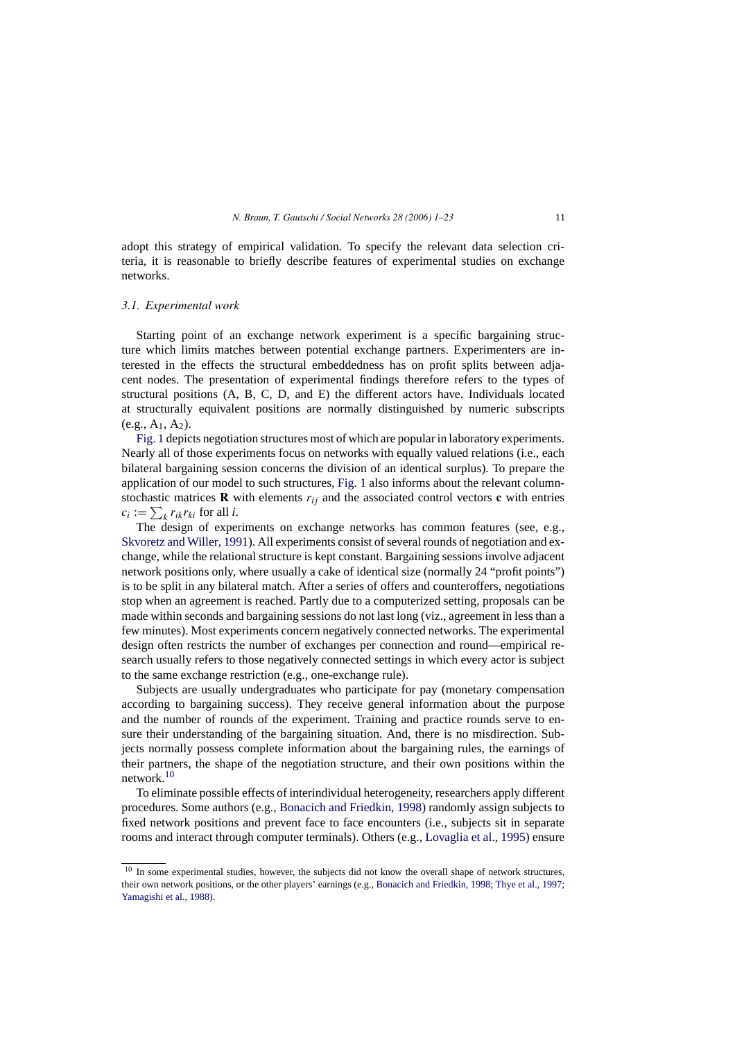adopt this strategy of empirical validation. To specify the relevant data selection criteria, it is reasonable to briefly describe features of experimental studies on exchange networks.

### *3.1. Experimental work*

Starting point of an exchange network experiment is a specific bargaining structure which limits matches between potential exchange partners. Experimenters are interested in the effects the structural embeddedness has on profit splits between adjacent nodes. The presentation of experimental findings therefore refers to the types of structural positions (A, B, C, D, and E) the different actors have. Individuals located at structurally equivalent positions are normally distinguished by numeric subscripts (e.g., $A_1$, $A_2$).

Fig. 1 depicts negotiation structures most of which are popular in laboratory experiments. Nearly all of those experiments focus on networks with equally valued relations (i.e., each bilateral bargaining session concerns the division of an identical surplus). To prepare the application of our model to such structures, Fig. 1 also informs about the relevant column-stochastic matrices $\mathbf{R}$ with elements $r_{ij}$ and the associated control vectors $\mathbf{c}$ with entries $c_i := \sum_k r_{ik} r_{ki}$ for all $i$.

The design of experiments on exchange networks has common features (see, e.g., Skvoretz and Willer, 1991). All experiments consist of several rounds of negotiation and exchange, while the relational structure is kept constant. Bargaining sessions involve adjacent network positions only, where usually a cake of identical size (normally 24 "profit points") is to be split in any bilateral match. After a series of offers and counteroffers, negotiations stop when an agreement is reached. Partly due to a computerized setting, proposals can be made within seconds and bargaining sessions do not last long (viz., agreement in less than a few minutes). Most experiments concern negatively connected networks. The experimental design often restricts the number of exchanges per connection and round—empirical research usually refers to those negatively connected settings in which every actor is subject to the same exchange restriction (e.g., one-exchange rule).

Subjects are usually undergraduates who participate for pay (monetary compensation according to bargaining success). They receive general information about the purpose and the number of rounds of the experiment. Training and practice rounds serve to ensure their understanding of the bargaining situation. And, there is no misdirection. Subjects normally possess complete information about the bargaining rules, the earnings of their partners, the shape of the negotiation structure, and their own positions within the network.[10]

To eliminate possible effects of interindividual heterogeneity, researchers apply different procedures. Some authors (e.g., Bonacich and Friedkin, 1998) randomly assign subjects to fixed network positions and prevent face to face encounters (i.e., subjects sit in separate rooms and interact through computer terminals). Others (e.g., Lovaglia et al., 1995) ensure

[10] In some experimental studies, however, the subjects did not know the overall shape of network structures, their own network positions, or the other players' earnings (e.g., Bonacich and Friedkin, 1998; Thye et al., 1997; Yamagishi et al., 1988).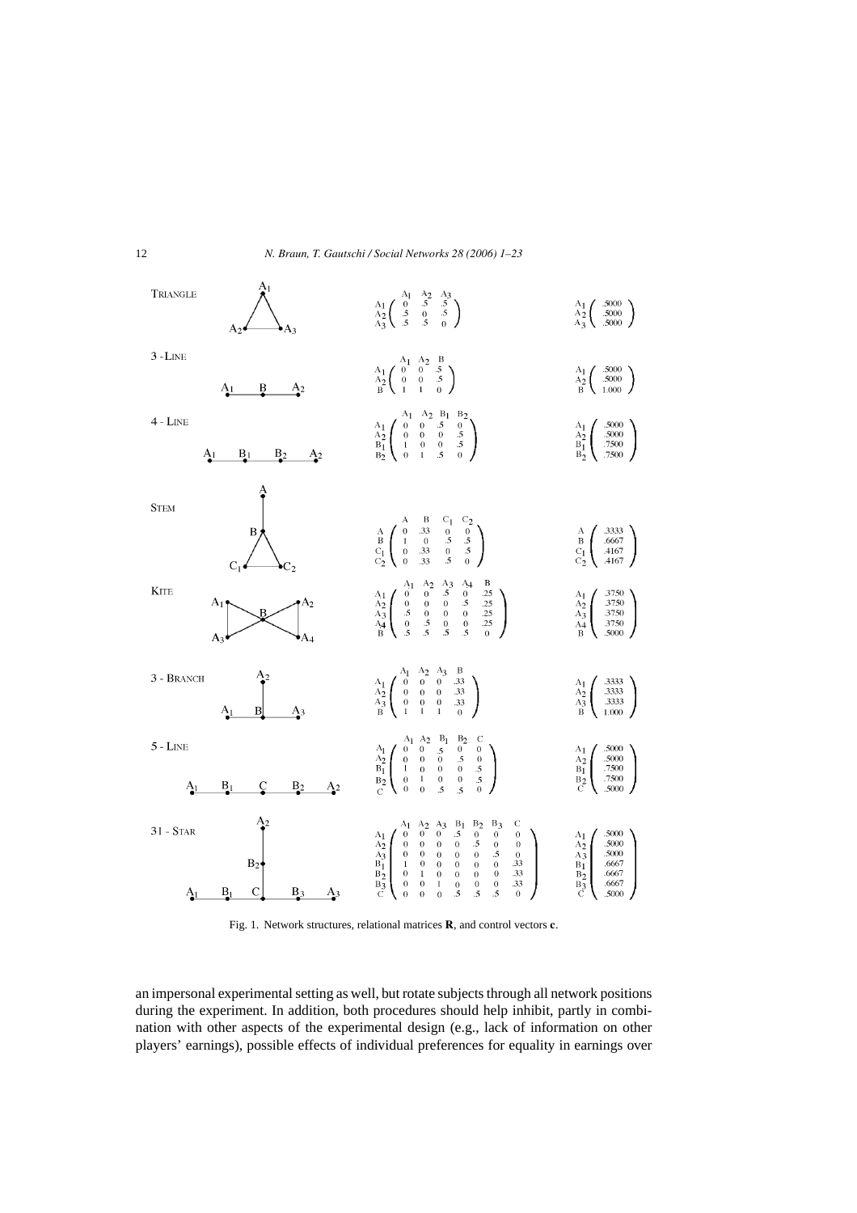TRIANGLE

$$\mathbf{R} = \begin{array}{c} A_1 \\ A_2 \\ A_3 \end{array}\begin{pmatrix} 0 & .5 & .5 \\ .5 & 0 & .5 \\ .5 & .5 & 0 \end{pmatrix} \qquad \mathbf{c} = \begin{array}{c} A_1 \\ A_2 \\ A_3 \end{array}\begin{pmatrix} .5000 \\ .5000 \\ .5000 \end{pmatrix}$$

3 - LINE

$$\mathbf{R} = \begin{array}{c} A_1 \\ A_2 \\ B \end{array}\begin{pmatrix} 0 & 0 & .5 \\ 0 & 0 & .5 \\ 1 & 1 & 0 \end{pmatrix} \qquad \mathbf{c} = \begin{array}{c} A_1 \\ A_2 \\ B \end{array}\begin{pmatrix} .5000 \\ .5000 \\ 1.000 \end{pmatrix}$$

4 - LINE

$$\mathbf{R} = \begin{array}{c} A_1 \\ A_2 \\ B_1 \\ B_2 \end{array}\begin{pmatrix} 0 & 0 & .5 & 0 \\ 0 & 0 & 0 & .5 \\ 1 & 0 & 0 & .5 \\ 0 & 1 & .5 & 0 \end{pmatrix} \qquad \mathbf{c} = \begin{array}{c} A_1 \\ A_2 \\ B_1 \\ B_2 \end{array}\begin{pmatrix} .5000 \\ .5000 \\ .7500 \\ .7500 \end{pmatrix}$$

STEM

$$\mathbf{R} = \begin{array}{c} A \\ B \\ C_1 \\ C_2 \end{array}\begin{pmatrix} 0 & .33 & 0 & 0 \\ 1 & 0 & .5 & .5 \\ 0 & .33 & 0 & .5 \\ 0 & .33 & .5 & 0 \end{pmatrix} \qquad \mathbf{c} = \begin{array}{c} A \\ B \\ C_1 \\ C_2 \end{array}\begin{pmatrix} .3333 \\ .6667 \\ .4167 \\ .4167 \end{pmatrix}$$

KITE

$$\mathbf{R} = \begin{array}{c} A_1 \\ A_2 \\ A_3 \\ A_4 \\ B \end{array}\begin{pmatrix} 0 & 0 & .5 & 0 & .25 \\ 0 & 0 & 0 & .5 & .25 \\ .5 & 0 & 0 & 0 & .25 \\ 0 & .5 & 0 & 0 & .25 \\ .5 & .5 & .5 & .5 & 0 \end{pmatrix} \qquad \mathbf{c} = \begin{array}{c} A_1 \\ A_2 \\ A_3 \\ A_4 \\ B \end{array}\begin{pmatrix} .3750 \\ .3750 \\ .3750 \\ .3750 \\ .5000 \end{pmatrix}$$

3 - BRANCH

$$\mathbf{R} = \begin{array}{c} A_1 \\ A_2 \\ A_3 \\ B \end{array}\begin{pmatrix} 0 & 0 & 0 & .33 \\ 0 & 0 & 0 & .33 \\ 0 & 0 & 0 & .33 \\ 1 & 1 & 1 & 0 \end{pmatrix} \qquad \mathbf{c} = \begin{array}{c} A_1 \\ A_2 \\ A_3 \\ B \end{array}\begin{pmatrix} .3333 \\ .3333 \\ .3333 \\ 1.000 \end{pmatrix}$$

5 - LINE

$$\mathbf{R} = \begin{array}{c} A_1 \\ A_2 \\ B_1 \\ B_2 \\ C \end{array}\begin{pmatrix} 0 & 0 & .5 & 0 & 0 \\ 0 & 0 & 0 & .5 & 0 \\ 1 & 0 & 0 & 0 & .5 \\ 0 & 1 & 0 & 0 & .5 \\ 0 & 0 & .5 & .5 & 0 \end{pmatrix} \qquad \mathbf{c} = \begin{array}{c} A_1 \\ A_2 \\ B_1 \\ B_2 \\ C \end{array}\begin{pmatrix} .5000 \\ .5000 \\ .7500 \\ .7500 \\ .5000 \end{pmatrix}$$

31 - STAR

$$\mathbf{R} = \begin{array}{c} A_1 \\ A_2 \\ A_3 \\ B_1 \\ B_2 \\ B_3 \\ C \end{array}\begin{pmatrix} 0 & 0 & 0 & .5 & 0 & 0 & 0 \\ 0 & 0 & 0 & 0 & .5 & 0 & 0 \\ 0 & 0 & 0 & 0 & 0 & .5 & 0 \\ 1 & 0 & 0 & 0 & 0 & 0 & .33 \\ 0 & 1 & 0 & 0 & 0 & 0 & .33 \\ 0 & 0 & 1 & 0 & 0 & 0 & .33 \\ 0 & 0 & 0 & .5 & .5 & .5 & 0 \end{pmatrix} \qquad \mathbf{c} = \begin{array}{c} A_1 \\ A_2 \\ A_3 \\ B_1 \\ B_2 \\ B_3 \\ C \end{array}\begin{pmatrix} .5000 \\ .5000 \\ .5000 \\ .6667 \\ .6667 \\ .6667 \\ .5000 \end{pmatrix}$$

Fig. 1. Network structures, relational matrices **R**, and control vectors **c**.

an impersonal experimental setting as well, but rotate subjects through all network positions during the experiment. In addition, both procedures should help inhibit, partly in combination with other aspects of the experimental design (e.g., lack of information on other players' earnings), possible effects of individual preferences for equality in earnings over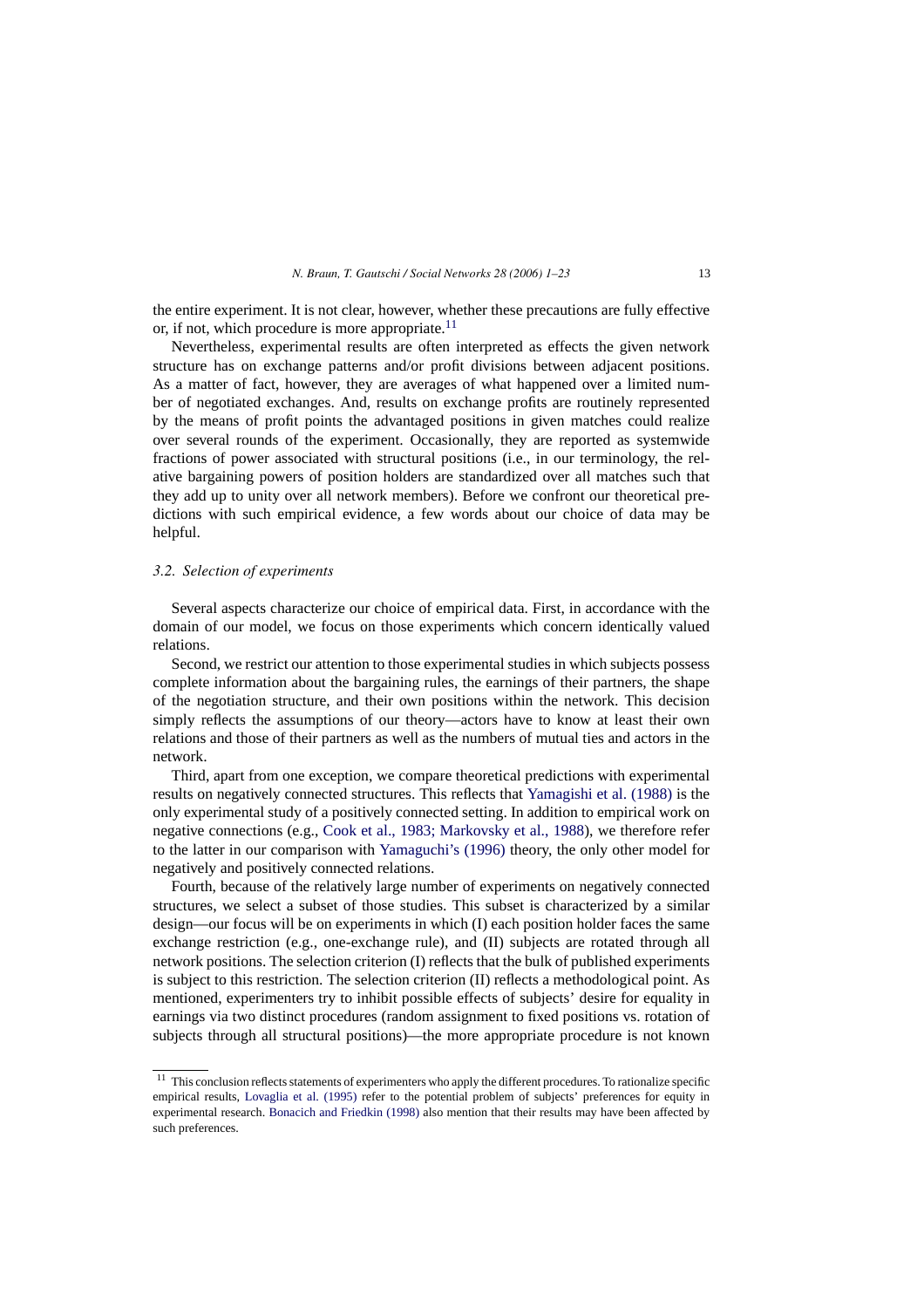the entire experiment. It is not clear, however, whether these precautions are fully effective or, if not, which procedure is more appropriate.[11]

Nevertheless, experimental results are often interpreted as effects the given network structure has on exchange patterns and/or profit divisions between adjacent positions. As a matter of fact, however, they are averages of what happened over a limited number of negotiated exchanges. And, results on exchange profits are routinely represented by the means of profit points the advantaged positions in given matches could realize over several rounds of the experiment. Occasionally, they are reported as systemwide fractions of power associated with structural positions (i.e., in our terminology, the relative bargaining powers of position holders are standardized over all matches such that they add up to unity over all network members). Before we confront our theoretical predictions with such empirical evidence, a few words about our choice of data may be helpful.

### *3.2. Selection of experiments*

Several aspects characterize our choice of empirical data. First, in accordance with the domain of our model, we focus on those experiments which concern identically valued relations.

Second, we restrict our attention to those experimental studies in which subjects possess complete information about the bargaining rules, the earnings of their partners, the shape of the negotiation structure, and their own positions within the network. This decision simply reflects the assumptions of our theory—actors have to know at least their own relations and those of their partners as well as the numbers of mutual ties and actors in the network.

Third, apart from one exception, we compare theoretical predictions with experimental results on negatively connected structures. This reflects that Yamagishi et al. (1988) is the only experimental study of a positively connected setting. In addition to empirical work on negative connections (e.g., Cook et al., 1983; Markovsky et al., 1988), we therefore refer to the latter in our comparison with Yamaguchi's (1996) theory, the only other model for negatively and positively connected relations.

Fourth, because of the relatively large number of experiments on negatively connected structures, we select a subset of those studies. This subset is characterized by a similar design—our focus will be on experiments in which (I) each position holder faces the same exchange restriction (e.g., one-exchange rule), and (II) subjects are rotated through all network positions. The selection criterion (I) reflects that the bulk of published experiments is subject to this restriction. The selection criterion (II) reflects a methodological point. As mentioned, experimenters try to inhibit possible effects of subjects' desire for equality in earnings via two distinct procedures (random assignment to fixed positions vs. rotation of subjects through all structural positions)—the more appropriate procedure is not known

[11] This conclusion reflects statements of experimenters who apply the different procedures. To rationalize specific empirical results, Lovaglia et al. (1995) refer to the potential problem of subjects' preferences for equity in experimental research. Bonacich and Friedkin (1998) also mention that their results may have been affected by such preferences.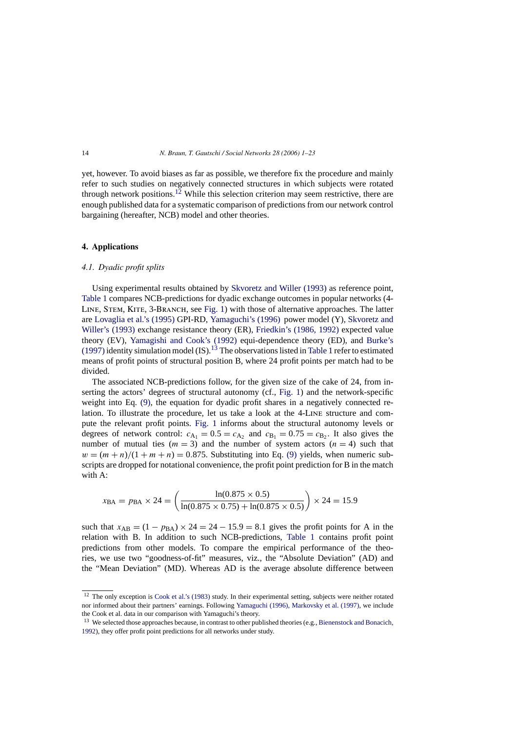yet, however. To avoid biases as far as possible, we therefore fix the procedure and mainly refer to such studies on negatively connected structures in which subjects were rotated through network positions.[12] While this selection criterion may seem restrictive, there are enough published data for a systematic comparison of predictions from our network control bargaining (hereafter, NCB) model and other theories.

## 4. Applications

### 4.1. Dyadic profit splits

Using experimental results obtained by Skvoretz and Willer (1993) as reference point, Table 1 compares NCB-predictions for dyadic exchange outcomes in popular networks (4-Line, Stem, Kite, 3-Branch, see Fig. 1) with those of alternative approaches. The latter are Lovaglia et al.'s (1995) GPI-RD, Yamaguchi's (1996) power model (Y), Skvoretz and Willer's (1993) exchange resistance theory (ER), Friedkin's (1986, 1992) expected value theory (EV), Yamagishi and Cook's (1992) equi-dependence theory (ED), and Burke's (1997) identity simulation model (IS).[13] The observations listed in Table 1 refer to estimated means of profit points of structural position B, where 24 profit points per match had to be divided.

The associated NCB-predictions follow, for the given size of the cake of 24, from inserting the actors' degrees of structural autonomy (cf., Fig. 1) and the network-specific weight into Eq. (9), the equation for dyadic profit shares in a negatively connected relation. To illustrate the procedure, let us take a look at the 4-Line structure and compute the relevant profit points. Fig. 1 informs about the structural autonomy levels or degrees of network control: $c_{A_1} = 0.5 = c_{A_2}$ and $c_{B_1} = 0.75 = c_{B_2}$. It also gives the number of mutual ties ($m = 3$) and the number of system actors ($n = 4$) such that $w = (m + n)/(1 + m + n) = 0.875$. Substituting into Eq. (9) yields, when numeric subscripts are dropped for notational convenience, the profit point prediction for B in the match with A:

$$x_{BA} = p_{BA} \times 24 = \left( \frac{\ln(0.875 \times 0.5)}{\ln(0.875 \times 0.75) + \ln(0.875 \times 0.5)} \right) \times 24 = 15.9$$

such that $x_{AB} = (1 - p_{BA}) \times 24 = 24 - 15.9 = 8.1$ gives the profit points for A in the relation with B. In addition to such NCB-predictions, Table 1 contains profit point predictions from other models. To compare the empirical performance of the theories, we use two "goodness-of-fit" measures, viz., the "Absolute Deviation" (AD) and the "Mean Deviation" (MD). Whereas AD is the average absolute difference between

[12] The only exception is Cook et al.'s (1983) study. In their experimental setting, subjects were neither rotated nor informed about their partners' earnings. Following Yamaguchi (1996), Markovsky et al. (1997), we include the Cook et al. data in our comparison with Yamaguchi's theory.

[13] We selected those approaches because, in contrast to other published theories (e.g., Bienenstock and Bonacich, 1992), they offer profit point predictions for all networks under study.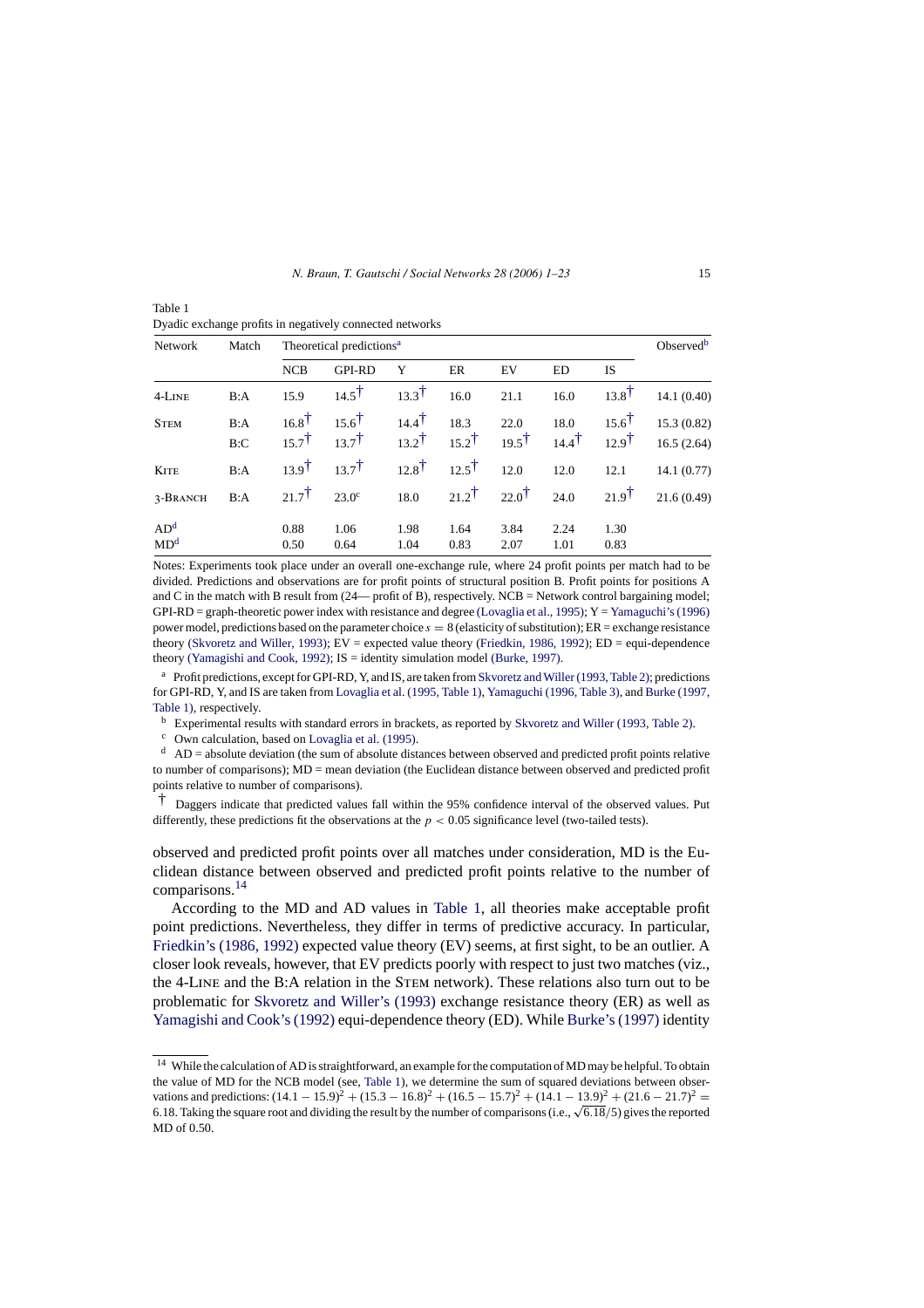Table 1
Dyadic exchange profits in negatively connected networks

| Network | Match | Theoretical predictions[a] | | | | | | | Observed[b] |
|---|---|---|---|---|---|---|---|---|---|
| | | NCB | GPI-RD | Y | ER | EV | ED | IS | |
| 4-Line | B:A | 15.9 | 14.5† | 13.3† | 16.0 | 21.1 | 16.0 | 13.8† | 14.1 (0.40) |
| Stem | B:A | 16.8† | 15.6† | 14.4† | 18.3 | 22.0 | 18.0 | 15.6† | 15.3 (0.82) |
| | B:C | 15.7† | 13.7† | 13.2† | 15.2† | 19.5† | 14.4† | 12.9† | 16.5 (2.64) |
| Kite | B:A | 13.9† | 13.7† | 12.8† | 12.5† | 12.0 | 12.0 | 12.1 | 14.1 (0.77) |
| 3-Branch | B:A | 21.7† | 23.0[c] | 18.0 | 21.2† | 22.0† | 24.0 | 21.9† | 21.6 (0.49) |
| AD[d] | | 0.88 | 1.06 | 1.98 | 1.64 | 3.84 | 2.24 | 1.30 | |
| MD[d] | | 0.50 | 0.64 | 1.04 | 0.83 | 2.07 | 1.01 | 0.83 | |

Notes: Experiments took place under an overall one-exchange rule, where 24 profit points per match had to be divided. Predictions and observations are for profit points of structural position B. Profit points for positions A and C in the match with B result from (24— profit of B), respectively. NCB = Network control bargaining model; GPI-RD = graph-theoretic power index with resistance and degree (Lovaglia et al., 1995); Y = Yamaguchi's (1996) power model, predictions based on the parameter choice $s = 8$ (elasticity of substitution); ER = exchange resistance theory (Skvoretz and Willer, 1993); EV = expected value theory (Friedkin, 1986, 1992); ED = equi-dependence theory (Yamagishi and Cook, 1992); IS = identity simulation model (Burke, 1997).

[a] Profit predictions, except for GPI-RD, Y, and IS, are taken from Skvoretz and Willer (1993, Table 2); predictions for GPI-RD, Y, and IS are taken from Lovaglia et al. (1995, Table 1), Yamaguchi (1996, Table 3), and Burke (1997, Table 1), respectively.

[b] Experimental results with standard errors in brackets, as reported by Skvoretz and Willer (1993, Table 2).

[c] Own calculation, based on Lovaglia et al. (1995).

[d] AD = absolute deviation (the sum of absolute distances between observed and predicted profit points relative to number of comparisons); MD = mean deviation (the Euclidean distance between observed and predicted profit points relative to number of comparisons).

† Daggers indicate that predicted values fall within the 95% confidence interval of the observed values. Put differently, these predictions fit the observations at the $p < 0.05$ significance level (two-tailed tests).

observed and predicted profit points over all matches under consideration, MD is the Euclidean distance between observed and predicted profit points relative to the number of comparisons.[14]

According to the MD and AD values in Table 1, all theories make acceptable profit point predictions. Nevertheless, they differ in terms of predictive accuracy. In particular, Friedkin's (1986, 1992) expected value theory (EV) seems, at first sight, to be an outlier. A closer look reveals, however, that EV predicts poorly with respect to just two matches (viz., the 4-Line and the B:A relation in the Stem network). These relations also turn out to be problematic for Skvoretz and Willer's (1993) exchange resistance theory (ER) as well as Yamagishi and Cook's (1992) equi-dependence theory (ED). While Burke's (1997) identity

[14] While the calculation of AD is straightforward, an example for the computation of MD may be helpful. To obtain the value of MD for the NCB model (see, Table 1), we determine the sum of squared deviations between observations and predictions: $(14.1 - 15.9)^2 + (15.3 - 16.8)^2 + (16.5 - 15.7)^2 + (14.1 - 13.9)^2 + (21.6 - 21.7)^2 = 6.18$. Taking the square root and dividing the result by the number of comparisons (i.e., $\sqrt{6.18}/5$) gives the reported MD of 0.50.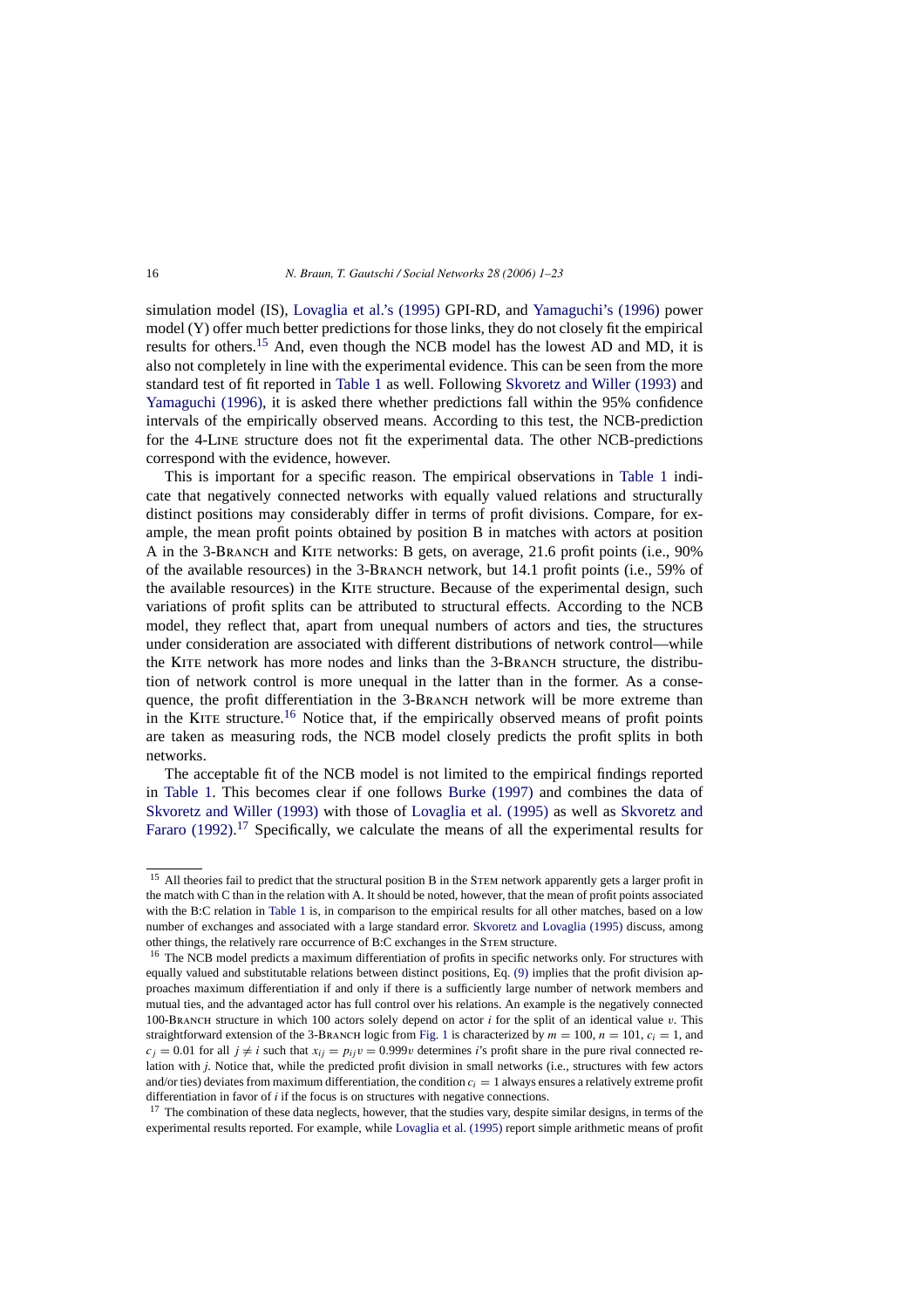simulation model (IS), Lovaglia et al.'s (1995) GPI-RD, and Yamaguchi's (1996) power model (Y) offer much better predictions for those links, they do not closely fit the empirical results for others.[15] And, even though the NCB model has the lowest AD and MD, it is also not completely in line with the experimental evidence. This can be seen from the more standard test of fit reported in Table 1 as well. Following Skvoretz and Willer (1993) and Yamaguchi (1996), it is asked there whether predictions fall within the 95% confidence intervals of the empirically observed means. According to this test, the NCB-prediction for the 4-Line structure does not fit the experimental data. The other NCB-predictions correspond with the evidence, however.

This is important for a specific reason. The empirical observations in Table 1 indicate that negatively connected networks with equally valued relations and structurally distinct positions may considerably differ in terms of profit divisions. Compare, for example, the mean profit points obtained by position B in matches with actors at position A in the 3-Branch and Kite networks: B gets, on average, 21.6 profit points (i.e., 90% of the available resources) in the 3-Branch network, but 14.1 profit points (i.e., 59% of the available resources) in the Kite structure. Because of the experimental design, such variations of profit splits can be attributed to structural effects. According to the NCB model, they reflect that, apart from unequal numbers of actors and ties, the structures under consideration are associated with different distributions of network control—while the Kite network has more nodes and links than the 3-Branch structure, the distribution of network control is more unequal in the latter than in the former. As a consequence, the profit differentiation in the 3-Branch network will be more extreme than in the Kite structure.[16] Notice that, if the empirically observed means of profit points are taken as measuring rods, the NCB model closely predicts the profit splits in both networks.

The acceptable fit of the NCB model is not limited to the empirical findings reported in Table 1. This becomes clear if one follows Burke (1997) and combines the data of Skvoretz and Willer (1993) with those of Lovaglia et al. (1995) as well as Skvoretz and Fararo (1992).[17] Specifically, we calculate the means of all the experimental results for

---

[15] All theories fail to predict that the structural position B in the Stem network apparently gets a larger profit in the match with C than in the relation with A. It should be noted, however, that the mean of profit points associated with the B:C relation in Table 1 is, in comparison to the empirical results for all other matches, based on a low number of exchanges and associated with a large standard error. Skvoretz and Lovaglia (1995) discuss, among other things, the relatively rare occurrence of B:C exchanges in the Stem structure.

[16] The NCB model predicts a maximum differentiation of profits in specific networks only. For structures with equally valued and substitutable relations between distinct positions, Eq. (9) implies that the profit division approaches maximum differentiation if and only if there is a sufficiently large number of network members and mutual ties, and the advantaged actor has full control over his relations. An example is the negatively connected 100-Branch structure in which 100 actors solely depend on actor $i$ for the split of an identical value $v$. This straightforward extension of the 3-Branch logic from Fig. 1 is characterized by $m = 100$, $n = 101$, $c_i = 1$, and $c_j = 0.01$ for all $j \neq i$ such that $x_{ij} = p_{ij}v = 0.999v$ determines $i$'s profit share in the pure rival connected relation with $j$. Notice that, while the predicted profit division in small networks (i.e., structures with few actors and/or ties) deviates from maximum differentiation, the condition $c_i = 1$ always ensures a relatively extreme profit differentiation in favor of $i$ if the focus is on structures with negative connections.

[17] The combination of these data neglects, however, that the studies vary, despite similar designs, in terms of the experimental results reported. For example, while Lovaglia et al. (1995) report simple arithmetic means of profit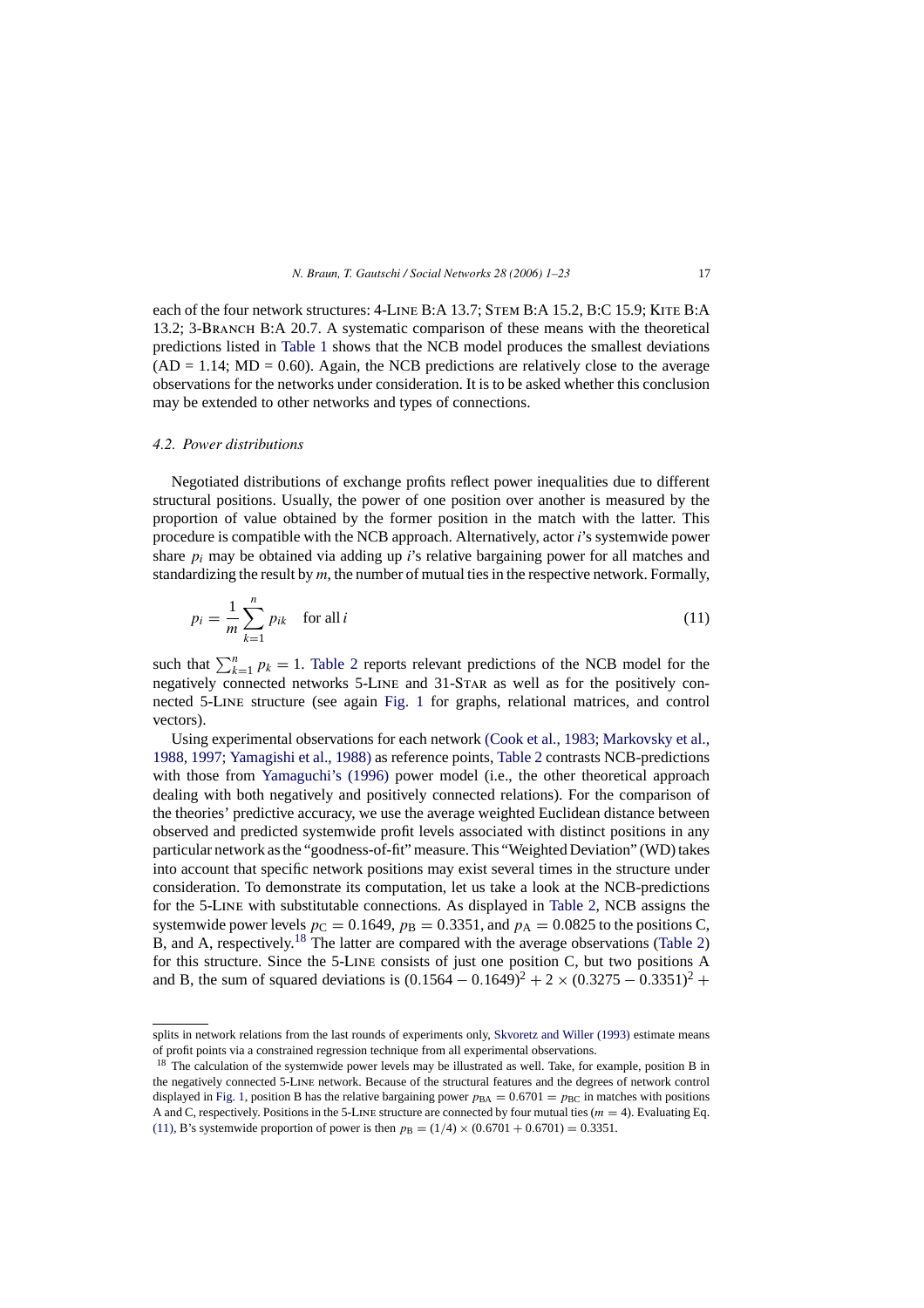each of the four network structures: 4-Line B:A 13.7; Stem B:A 15.2, B:C 15.9; Kite B:A 13.2; 3-Branch B:A 20.7. A systematic comparison of these means with the theoretical predictions listed in Table 1 shows that the NCB model produces the smallest deviations (AD = 1.14; MD = 0.60). Again, the NCB predictions are relatively close to the average observations for the networks under consideration. It is to be asked whether this conclusion may be extended to other networks and types of connections.

### *4.2. Power distributions*

Negotiated distributions of exchange profits reflect power inequalities due to different structural positions. Usually, the power of one position over another is measured by the proportion of value obtained by the former position in the match with the latter. This procedure is compatible with the NCB approach. Alternatively, actor *i*'s systemwide power share $p_i$ may be obtained via adding up *i*'s relative bargaining power for all matches and standardizing the result by *m*, the number of mutual ties in the respective network. Formally,

$$p_i = \frac{1}{m}\sum_{k=1}^{n} p_{ik} \quad \text{for all } i \tag{11}$$

such that $\sum_{k=1}^{n} p_k = 1$. Table 2 reports relevant predictions of the NCB model for the negatively connected networks 5-Line and 31-Star as well as for the positively connected 5-Line structure (see again Fig. 1 for graphs, relational matrices, and control vectors).

Using experimental observations for each network (Cook et al., 1983; Markovsky et al., 1988, 1997; Yamagishi et al., 1988) as reference points, Table 2 contrasts NCB-predictions with those from Yamaguchi's (1996) power model (i.e., the other theoretical approach dealing with both negatively and positively connected relations). For the comparison of the theories' predictive accuracy, we use the average weighted Euclidean distance between observed and predicted systemwide profit levels associated with distinct positions in any particular network as the "goodness-of-fit" measure. This "Weighted Deviation" (WD) takes into account that specific network positions may exist several times in the structure under consideration. To demonstrate its computation, let us take a look at the NCB-predictions for the 5-Line with substitutable connections. As displayed in Table 2, NCB assigns the systemwide power levels $p_C = 0.1649$, $p_B = 0.3351$, and $p_A = 0.0825$ to the positions C, B, and A, respectively.[18] The latter are compared with the average observations (Table 2) for this structure. Since the 5-Line consists of just one position C, but two positions A and B, the sum of squared deviations is $(0.1564 - 0.1649)^2 + 2 \times (0.3275 - 0.3351)^2 +$

---

splits in network relations from the last rounds of experiments only, Skvoretz and Willer (1993) estimate means of profit points via a constrained regression technique from all experimental observations.

[18] The calculation of the systemwide power levels may be illustrated as well. Take, for example, position B in the negatively connected 5-Line network. Because of the structural features and the degrees of network control displayed in Fig. 1, position B has the relative bargaining power $p_{BA} = 0.6701 = p_{BC}$ in matches with positions A and C, respectively. Positions in the 5-Line structure are connected by four mutual ties ($m = 4$). Evaluating Eq. (11), B's systemwide proportion of power is then $p_B = (1/4) \times (0.6701 + 0.6701) = 0.3351$.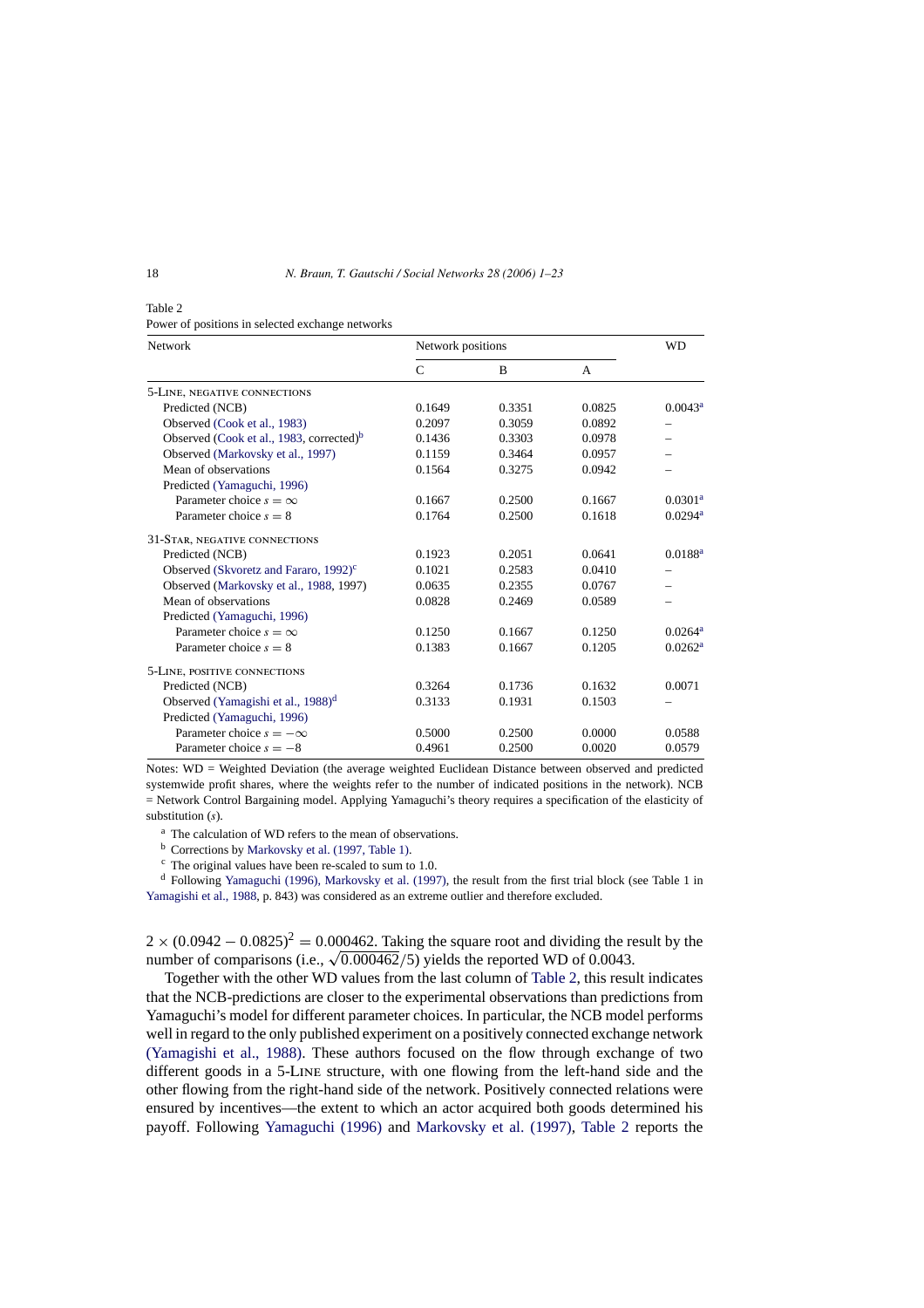Table 2

Power of positions in selected exchange networks

| Network | Network positions | | | WD |
|---|---|---|---|---|
| | C | B | A | |
| 5-LINE, NEGATIVE CONNECTIONS | | | | |
| Predicted (NCB) | 0.1649 | 0.3351 | 0.0825 | 0.0043[a] |
| Observed (Cook et al., 1983) | 0.2097 | 0.3059 | 0.0892 | – |
| Observed (Cook et al., 1983, corrected)[b] | 0.1436 | 0.3303 | 0.0978 | – |
| Observed (Markovsky et al., 1997) | 0.1159 | 0.3464 | 0.0957 | – |
| Mean of observations | 0.1564 | 0.3275 | 0.0942 | – |
| Predicted (Yamaguchi, 1996) | | | | |
| Parameter choice $s = \infty$ | 0.1667 | 0.2500 | 0.1667 | 0.0301[a] |
| Parameter choice $s = 8$ | 0.1764 | 0.2500 | 0.1618 | 0.0294[a] |
| 31-STAR, NEGATIVE CONNECTIONS | | | | |
| Predicted (NCB) | 0.1923 | 0.2051 | 0.0641 | 0.0188[a] |
| Observed (Skvoretz and Fararo, 1992)[c] | 0.1021 | 0.2583 | 0.0410 | – |
| Observed (Markovsky et al., 1988, 1997) | 0.0635 | 0.2355 | 0.0767 | – |
| Mean of observations | 0.0828 | 0.2469 | 0.0589 | – |
| Predicted (Yamaguchi, 1996) | | | | |
| Parameter choice $s = \infty$ | 0.1250 | 0.1667 | 0.1250 | 0.0264[a] |
| Parameter choice $s = 8$ | 0.1383 | 0.1667 | 0.1205 | 0.0262[a] |
| 5-LINE, POSITIVE CONNECTIONS | | | | |
| Predicted (NCB) | 0.3264 | 0.1736 | 0.1632 | 0.0071 |
| Observed (Yamagishi et al., 1988)[d] | 0.3133 | 0.1931 | 0.1503 | – |
| Predicted (Yamaguchi, 1996) | | | | |
| Parameter choice $s = -\infty$ | 0.5000 | 0.2500 | 0.0000 | 0.0588 |
| Parameter choice $s = -8$ | 0.4961 | 0.2500 | 0.0020 | 0.0579 |

Notes: WD = Weighted Deviation (the average weighted Euclidean Distance between observed and predicted systemwide profit shares, where the weights refer to the number of indicated positions in the network). NCB = Network Control Bargaining model. Applying Yamaguchi's theory requires a specification of the elasticity of substitution ($s$).

[a] The calculation of WD refers to the mean of observations.

[b] Corrections by Markovsky et al. (1997, Table 1).

[c] The original values have been re-scaled to sum to 1.0.

[d] Following Yamaguchi (1996), Markovsky et al. (1997), the result from the first trial block (see Table 1 in Yamagishi et al., 1988, p. 843) was considered as an extreme outlier and therefore excluded.

$2 \times (0.0942 - 0.0825)^2 = 0.000462$. Taking the square root and dividing the result by the number of comparisons (i.e., $\sqrt{0.000462}/5$) yields the reported WD of 0.0043.

Together with the other WD values from the last column of Table 2, this result indicates that the NCB-predictions are closer to the experimental observations than predictions from Yamaguchi's model for different parameter choices. In particular, the NCB model performs well in regard to the only published experiment on a positively connected exchange network (Yamagishi et al., 1988). These authors focused on the flow through exchange of two different goods in a 5-LINE structure, with one flowing from the left-hand side and the other flowing from the right-hand side of the network. Positively connected relations were ensured by incentives—the extent to which an actor acquired both goods determined his payoff. Following Yamaguchi (1996) and Markovsky et al. (1997), Table 2 reports the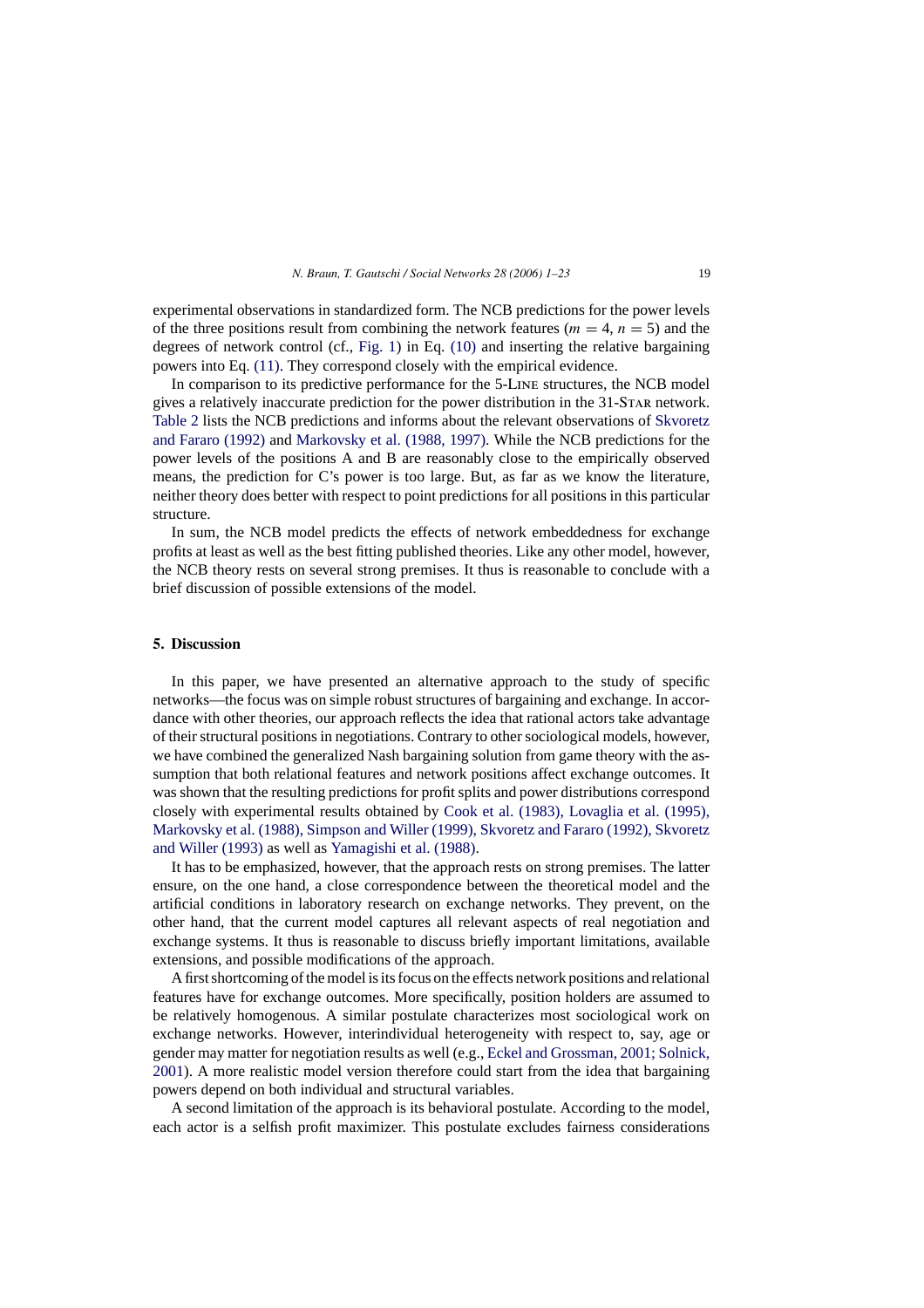experimental observations in standardized form. The NCB predictions for the power levels of the three positions result from combining the network features ($m = 4$, $n = 5$) and the degrees of network control (cf., Fig. 1) in Eq. (10) and inserting the relative bargaining powers into Eq. (11). They correspond closely with the empirical evidence.

In comparison to its predictive performance for the 5-Line structures, the NCB model gives a relatively inaccurate prediction for the power distribution in the 31-Star network. Table 2 lists the NCB predictions and informs about the relevant observations of Skvoretz and Fararo (1992) and Markovsky et al. (1988, 1997). While the NCB predictions for the power levels of the positions A and B are reasonably close to the empirically observed means, the prediction for C's power is too large. But, as far as we know the literature, neither theory does better with respect to point predictions for all positions in this particular structure.

In sum, the NCB model predicts the effects of network embeddedness for exchange profits at least as well as the best fitting published theories. Like any other model, however, the NCB theory rests on several strong premises. It thus is reasonable to conclude with a brief discussion of possible extensions of the model.

## 5. Discussion

In this paper, we have presented an alternative approach to the study of specific networks—the focus was on simple robust structures of bargaining and exchange. In accordance with other theories, our approach reflects the idea that rational actors take advantage of their structural positions in negotiations. Contrary to other sociological models, however, we have combined the generalized Nash bargaining solution from game theory with the assumption that both relational features and network positions affect exchange outcomes. It was shown that the resulting predictions for profit splits and power distributions correspond closely with experimental results obtained by Cook et al. (1983), Lovaglia et al. (1995), Markovsky et al. (1988), Simpson and Willer (1999), Skvoretz and Fararo (1992), Skvoretz and Willer (1993) as well as Yamagishi et al. (1988).

It has to be emphasized, however, that the approach rests on strong premises. The latter ensure, on the one hand, a close correspondence between the theoretical model and the artificial conditions in laboratory research on exchange networks. They prevent, on the other hand, that the current model captures all relevant aspects of real negotiation and exchange systems. It thus is reasonable to discuss briefly important limitations, available extensions, and possible modifications of the approach.

A first shortcoming of the model is its focus on the effects network positions and relational features have for exchange outcomes. More specifically, position holders are assumed to be relatively homogenous. A similar postulate characterizes most sociological work on exchange networks. However, interindividual heterogeneity with respect to, say, age or gender may matter for negotiation results as well (e.g., Eckel and Grossman, 2001; Solnick, 2001). A more realistic model version therefore could start from the idea that bargaining powers depend on both individual and structural variables.

A second limitation of the approach is its behavioral postulate. According to the model, each actor is a selfish profit maximizer. This postulate excludes fairness considerations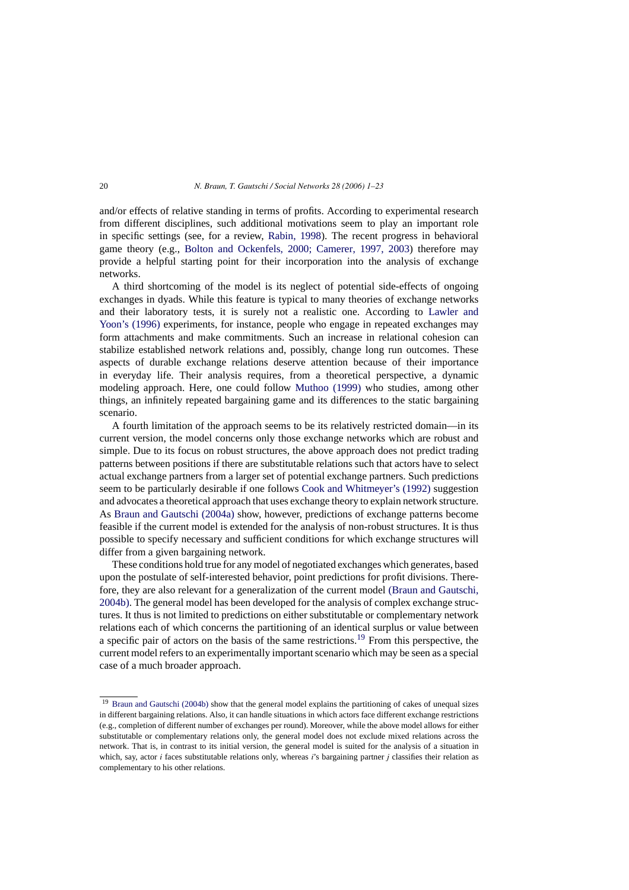and/or effects of relative standing in terms of profits. According to experimental research from different disciplines, such additional motivations seem to play an important role in specific settings (see, for a review, Rabin, 1998). The recent progress in behavioral game theory (e.g., Bolton and Ockenfels, 2000; Camerer, 1997, 2003) therefore may provide a helpful starting point for their incorporation into the analysis of exchange networks.

A third shortcoming of the model is its neglect of potential side-effects of ongoing exchanges in dyads. While this feature is typical to many theories of exchange networks and their laboratory tests, it is surely not a realistic one. According to Lawler and Yoon's (1996) experiments, for instance, people who engage in repeated exchanges may form attachments and make commitments. Such an increase in relational cohesion can stabilize established network relations and, possibly, change long run outcomes. These aspects of durable exchange relations deserve attention because of their importance in everyday life. Their analysis requires, from a theoretical perspective, a dynamic modeling approach. Here, one could follow Muthoo (1999) who studies, among other things, an infinitely repeated bargaining game and its differences to the static bargaining scenario.

A fourth limitation of the approach seems to be its relatively restricted domain—in its current version, the model concerns only those exchange networks which are robust and simple. Due to its focus on robust structures, the above approach does not predict trading patterns between positions if there are substitutable relations such that actors have to select actual exchange partners from a larger set of potential exchange partners. Such predictions seem to be particularly desirable if one follows Cook and Whitmeyer's (1992) suggestion and advocates a theoretical approach that uses exchange theory to explain network structure. As Braun and Gautschi (2004a) show, however, predictions of exchange patterns become feasible if the current model is extended for the analysis of non-robust structures. It is thus possible to specify necessary and sufficient conditions for which exchange structures will differ from a given bargaining network.

These conditions hold true for any model of negotiated exchanges which generates, based upon the postulate of self-interested behavior, point predictions for profit divisions. Therefore, they are also relevant for a generalization of the current model (Braun and Gautschi, 2004b). The general model has been developed for the analysis of complex exchange structures. It thus is not limited to predictions on either substitutable or complementary network relations each of which concerns the partitioning of an identical surplus or value between a specific pair of actors on the basis of the same restrictions.[19] From this perspective, the current model refers to an experimentally important scenario which may be seen as a special case of a much broader approach.

[19] Braun and Gautschi (2004b) show that the general model explains the partitioning of cakes of unequal sizes in different bargaining relations. Also, it can handle situations in which actors face different exchange restrictions (e.g., completion of different number of exchanges per round). Moreover, while the above model allows for either substitutable or complementary relations only, the general model does not exclude mixed relations across the network. That is, in contrast to its initial version, the general model is suited for the analysis of a situation in which, say, actor *i* faces substitutable relations only, whereas *i*'s bargaining partner *j* classifies their relation as complementary to his other relations.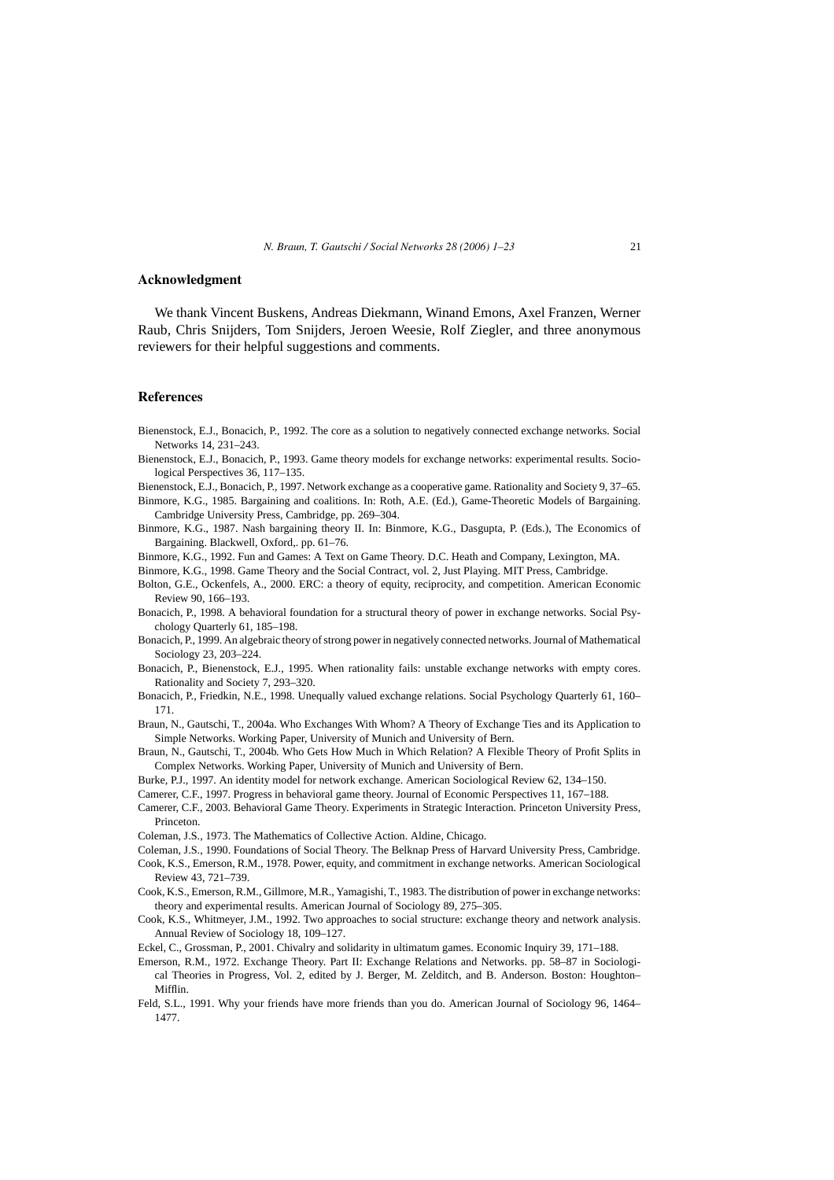## Acknowledgment

We thank Vincent Buskens, Andreas Diekmann, Winand Emons, Axel Franzen, Werner Raub, Chris Snijders, Tom Snijders, Jeroen Weesie, Rolf Ziegler, and three anonymous reviewers for their helpful suggestions and comments.

## References

Bienenstock, E.J., Bonacich, P., 1992. The core as a solution to negatively connected exchange networks. Social Networks 14, 231–243.

Bienenstock, E.J., Bonacich, P., 1993. Game theory models for exchange networks: experimental results. Sociological Perspectives 36, 117–135.

Bienenstock, E.J., Bonacich, P., 1997. Network exchange as a cooperative game. Rationality and Society 9, 37–65.

Binmore, K.G., 1985. Bargaining and coalitions. In: Roth, A.E. (Ed.), Game-Theoretic Models of Bargaining. Cambridge University Press, Cambridge, pp. 269–304.

Binmore, K.G., 1987. Nash bargaining theory II. In: Binmore, K.G., Dasgupta, P. (Eds.), The Economics of Bargaining. Blackwell, Oxford,. pp. 61–76.

Binmore, K.G., 1992. Fun and Games: A Text on Game Theory. D.C. Heath and Company, Lexington, MA.

Binmore, K.G., 1998. Game Theory and the Social Contract, vol. 2, Just Playing. MIT Press, Cambridge.

Bolton, G.E., Ockenfels, A., 2000. ERC: a theory of equity, reciprocity, and competition. American Economic Review 90, 166–193.

Bonacich, P., 1998. A behavioral foundation for a structural theory of power in exchange networks. Social Psychology Quarterly 61, 185–198.

Bonacich, P., 1999. An algebraic theory of strong power in negatively connected networks. Journal of Mathematical Sociology 23, 203–224.

Bonacich, P., Bienenstock, E.J., 1995. When rationality fails: unstable exchange networks with empty cores. Rationality and Society 7, 293–320.

Bonacich, P., Friedkin, N.E., 1998. Unequally valued exchange relations. Social Psychology Quarterly 61, 160–171.

Braun, N., Gautschi, T., 2004a. Who Exchanges With Whom? A Theory of Exchange Ties and its Application to Simple Networks. Working Paper, University of Munich and University of Bern.

Braun, N., Gautschi, T., 2004b. Who Gets How Much in Which Relation? A Flexible Theory of Profit Splits in Complex Networks. Working Paper, University of Munich and University of Bern.

Burke, P.J., 1997. An identity model for network exchange. American Sociological Review 62, 134–150.

Camerer, C.F., 1997. Progress in behavioral game theory. Journal of Economic Perspectives 11, 167–188.

Camerer, C.F., 2003. Behavioral Game Theory. Experiments in Strategic Interaction. Princeton University Press, Princeton.

Coleman, J.S., 1973. The Mathematics of Collective Action. Aldine, Chicago.

Coleman, J.S., 1990. Foundations of Social Theory. The Belknap Press of Harvard University Press, Cambridge.

Cook, K.S., Emerson, R.M., 1978. Power, equity, and commitment in exchange networks. American Sociological Review 43, 721–739.

Cook, K.S., Emerson, R.M., Gillmore, M.R., Yamagishi, T., 1983. The distribution of power in exchange networks: theory and experimental results. American Journal of Sociology 89, 275–305.

Cook, K.S., Whitmeyer, J.M., 1992. Two approaches to social structure: exchange theory and network analysis. Annual Review of Sociology 18, 109–127.

Eckel, C., Grossman, P., 2001. Chivalry and solidarity in ultimatum games. Economic Inquiry 39, 171–188.

Emerson, R.M., 1972. Exchange Theory. Part II: Exchange Relations and Networks. pp. 58–87 in Sociological Theories in Progress, Vol. 2, edited by J. Berger, M. Zelditch, and B. Anderson. Boston: Houghton–Mifflin.

Feld, S.L., 1991. Why your friends have more friends than you do. American Journal of Sociology 96, 1464–1477.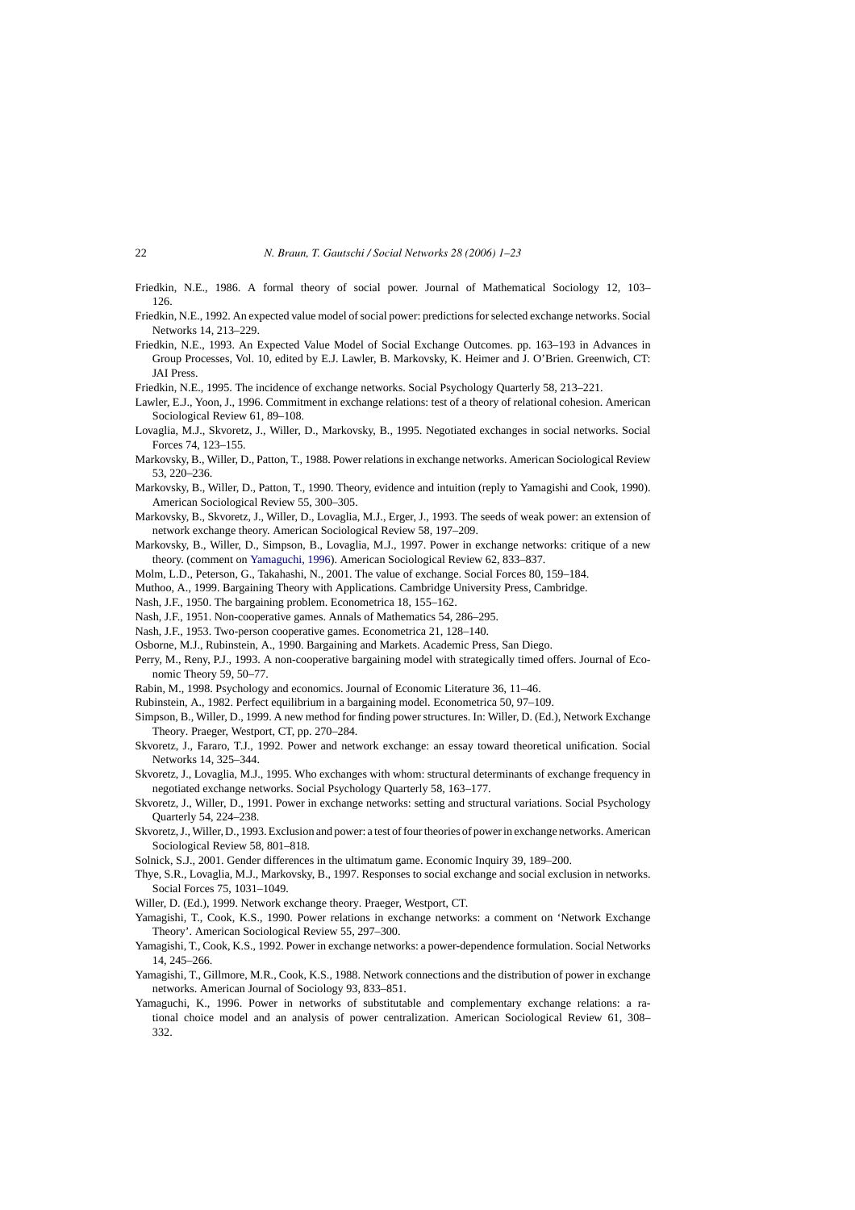Friedkin, N.E., 1986. A formal theory of social power. Journal of Mathematical Sociology 12, 103–126.

Friedkin, N.E., 1992. An expected value model of social power: predictions for selected exchange networks. Social Networks 14, 213–229.

Friedkin, N.E., 1993. An Expected Value Model of Social Exchange Outcomes. pp. 163–193 in Advances in Group Processes, Vol. 10, edited by E.J. Lawler, B. Markovsky, K. Heimer and J. O'Brien. Greenwich, CT: JAI Press.

Friedkin, N.E., 1995. The incidence of exchange networks. Social Psychology Quarterly 58, 213–221.

Lawler, E.J., Yoon, J., 1996. Commitment in exchange relations: test of a theory of relational cohesion. American Sociological Review 61, 89–108.

Lovaglia, M.J., Skvoretz, J., Willer, D., Markovsky, B., 1995. Negotiated exchanges in social networks. Social Forces 74, 123–155.

Markovsky, B., Willer, D., Patton, T., 1988. Power relations in exchange networks. American Sociological Review 53, 220–236.

Markovsky, B., Willer, D., Patton, T., 1990. Theory, evidence and intuition (reply to Yamagishi and Cook, 1990). American Sociological Review 55, 300–305.

Markovsky, B., Skvoretz, J., Willer, D., Lovaglia, M.J., Erger, J., 1993. The seeds of weak power: an extension of network exchange theory. American Sociological Review 58, 197–209.

Markovsky, B., Willer, D., Simpson, B., Lovaglia, M.J., 1997. Power in exchange networks: critique of a new theory. (comment on Yamaguchi, 1996). American Sociological Review 62, 833–837.

Molm, L.D., Peterson, G., Takahashi, N., 2001. The value of exchange. Social Forces 80, 159–184.

Muthoo, A., 1999. Bargaining Theory with Applications. Cambridge University Press, Cambridge.

Nash, J.F., 1950. The bargaining problem. Econometrica 18, 155–162.

Nash, J.F., 1951. Non-cooperative games. Annals of Mathematics 54, 286–295.

Nash, J.F., 1953. Two-person cooperative games. Econometrica 21, 128–140.

Osborne, M.J., Rubinstein, A., 1990. Bargaining and Markets. Academic Press, San Diego.

Perry, M., Reny, P.J., 1993. A non-cooperative bargaining model with strategically timed offers. Journal of Economic Theory 59, 50–77.

Rabin, M., 1998. Psychology and economics. Journal of Economic Literature 36, 11–46.

Rubinstein, A., 1982. Perfect equilibrium in a bargaining model. Econometrica 50, 97–109.

Simpson, B., Willer, D., 1999. A new method for finding power structures. In: Willer, D. (Ed.), Network Exchange Theory. Praeger, Westport, CT, pp. 270–284.

Skvoretz, J., Fararo, T.J., 1992. Power and network exchange: an essay toward theoretical unification. Social Networks 14, 325–344.

Skvoretz, J., Lovaglia, M.J., 1995. Who exchanges with whom: structural determinants of exchange frequency in negotiated exchange networks. Social Psychology Quarterly 58, 163–177.

Skvoretz, J., Willer, D., 1991. Power in exchange networks: setting and structural variations. Social Psychology Quarterly 54, 224–238.

Skvoretz, J., Willer, D., 1993. Exclusion and power: a test of four theories of power in exchange networks. American Sociological Review 58, 801–818.

Solnick, S.J., 2001. Gender differences in the ultimatum game. Economic Inquiry 39, 189–200.

Thye, S.R., Lovaglia, M.J., Markovsky, B., 1997. Responses to social exchange and social exclusion in networks. Social Forces 75, 1031–1049.

Willer, D. (Ed.), 1999. Network exchange theory. Praeger, Westport, CT.

Yamagishi, T., Cook, K.S., 1990. Power relations in exchange networks: a comment on 'Network Exchange Theory'. American Sociological Review 55, 297–300.

Yamagishi, T., Cook, K.S., 1992. Power in exchange networks: a power-dependence formulation. Social Networks 14, 245–266.

Yamagishi, T., Gillmore, M.R., Cook, K.S., 1988. Network connections and the distribution of power in exchange networks. American Journal of Sociology 93, 833–851.

Yamaguchi, K., 1996. Power in networks of substitutable and complementary exchange relations: a rational choice model and an analysis of power centralization. American Sociological Review 61, 308–332.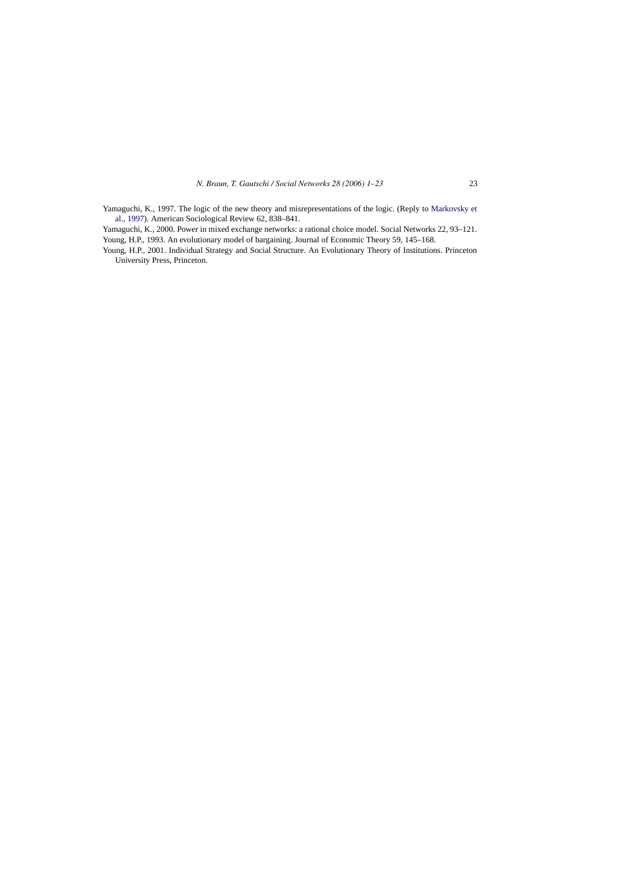Yamaguchi, K., 1997. The logic of the new theory and misrepresentations of the logic. (Reply to Markovsky et al., 1997). American Sociological Review 62, 838–841.

Yamaguchi, K., 2000. Power in mixed exchange networks: a rational choice model. Social Networks 22, 93–121.

Young, H.P., 1993. An evolutionary model of bargaining. Journal of Economic Theory 59, 145–168.

Young, H.P., 2001. Individual Strategy and Social Structure. An Evolutionary Theory of Institutions. Princeton University Press, Princeton.